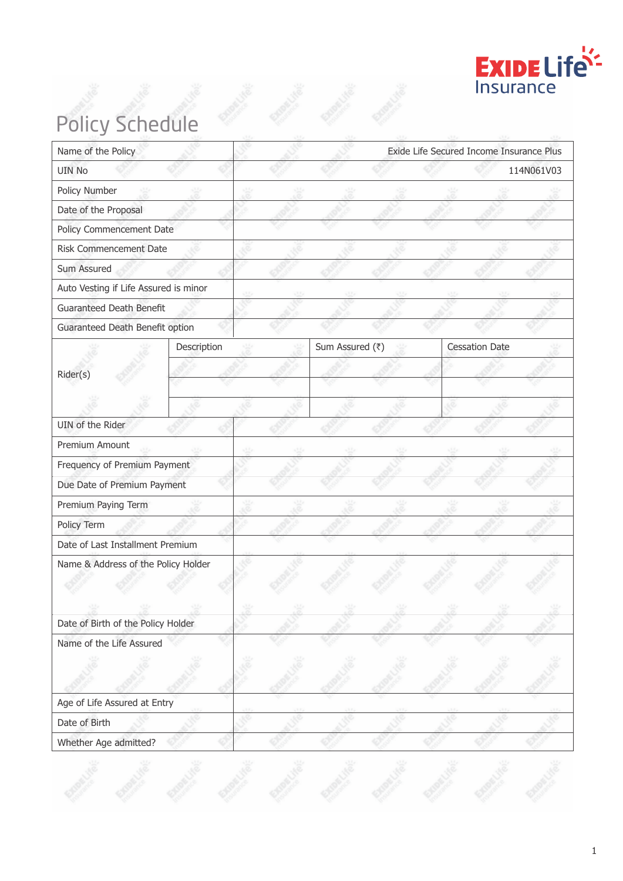# Policy Schedule

| Name of the Policy | | | Exide Life Secured Income Insurance Plus |
|---|---|---|---|
| UIN No | | | 114N061V03 |
| Policy Number | | | |
| Date of the Proposal | | | |
| Policy Commencement Date | | | |
| Risk Commencement Date | | | |
| Sum Assured | | | |
| Auto Vesting if Life Assured is minor | | | |
| Guaranteed Death Benefit | | | |
| Guaranteed Death Benefit option | | | |
| Rider(s) | Description | Sum Assured (₹) | Cessation Date |
| | | | |
| | | | |
| | | | |
| UIN of the Rider | | | |
| Premium Amount | | | |
| Frequency of Premium Payment | | | |
| Due Date of Premium Payment | | | |
| Premium Paying Term | | | |
| Policy Term | | | |
| Date of Last Installment Premium | | | |
| Name & Address of the Policy Holder | | | |
| Date of Birth of the Policy Holder | | | |
| Name of the Life Assured | | | |
| Age of Life Assured at Entry | | | |
| Date of Birth | | | |
| Whether Age admitted? | | | |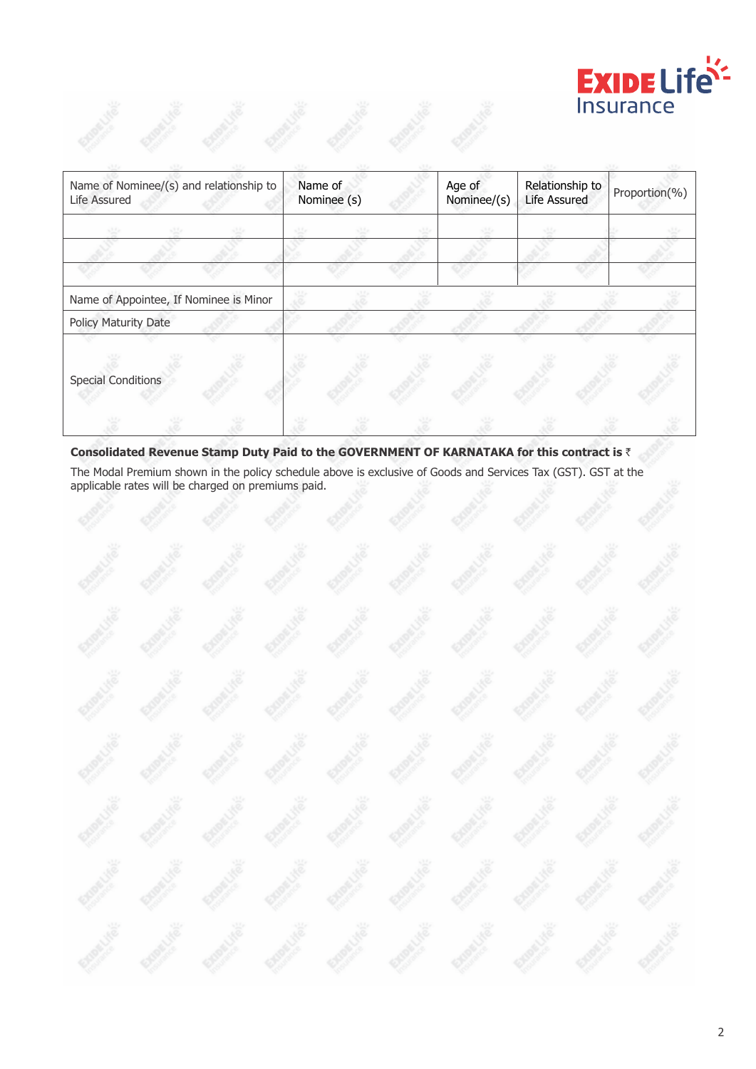| Name of Nominee/(s) and relationship to Life Assured | Name of Nominee (s) | Age of Nominee/(s) | Relationship to Life Assured | Proportion(%) |
|---|---|---|---|---|
| | | | | |
| | | | | |
| | | | | |
| Name of Appointee, If Nominee is Minor | | | | |
| Policy Maturity Date | | | | |
| Special Conditions | | | | |

**Consolidated Revenue Stamp Duty Paid to the GOVERNMENT OF KARNATAKA for this contract is ₹**

The Modal Premium shown in the policy schedule above is exclusive of Goods and Services Tax (GST). GST at the applicable rates will be charged on premiums paid.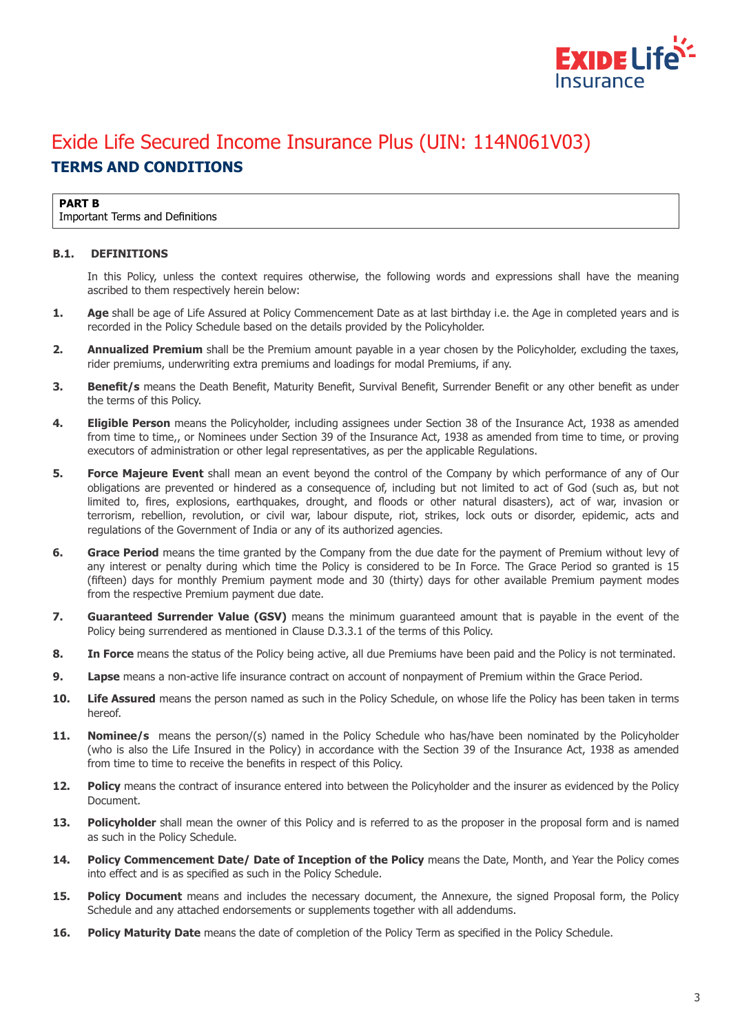# Exide Life Secured Income Insurance Plus (UIN: 114N061V03)

## TERMS AND CONDITIONS

**PART B**
Important Terms and Definitions

**B.1. DEFINITIONS**

In this Policy, unless the context requires otherwise, the following words and expressions shall have the meaning ascribed to them respectively herein below:

1. **Age** shall be age of Life Assured at Policy Commencement Date as at last birthday i.e. the Age in completed years and is recorded in the Policy Schedule based on the details provided by the Policyholder.

2. **Annualized Premium** shall be the Premium amount payable in a year chosen by the Policyholder, excluding the taxes, rider premiums, underwriting extra premiums and loadings for modal Premiums, if any.

3. **Benefit/s** means the Death Benefit, Maturity Benefit, Survival Benefit, Surrender Benefit or any other benefit as under the terms of this Policy.

4. **Eligible Person** means the Policyholder, including assignees under Section 38 of the Insurance Act, 1938 as amended from time to time,, or Nominees under Section 39 of the Insurance Act, 1938 as amended from time to time, or proving executors of administration or other legal representatives, as per the applicable Regulations.

5. **Force Majeure Event** shall mean an event beyond the control of the Company by which performance of any of Our obligations are prevented or hindered as a consequence of, including but not limited to act of God (such as, but not limited to, fires, explosions, earthquakes, drought, and floods or other natural disasters), act of war, invasion or terrorism, rebellion, revolution, or civil war, labour dispute, riot, strikes, lock outs or disorder, epidemic, acts and regulations of the Government of India or any of its authorized agencies.

6. **Grace Period** means the time granted by the Company from the due date for the payment of Premium without levy of any interest or penalty during which time the Policy is considered to be In Force. The Grace Period so granted is 15 (fifteen) days for monthly Premium payment mode and 30 (thirty) days for other available Premium payment modes from the respective Premium payment due date.

7. **Guaranteed Surrender Value (GSV)** means the minimum guaranteed amount that is payable in the event of the Policy being surrendered as mentioned in Clause D.3.3.1 of the terms of this Policy.

8. **In Force** means the status of the Policy being active, all due Premiums have been paid and the Policy is not terminated.

9. **Lapse** means a non-active life insurance contract on account of nonpayment of Premium within the Grace Period.

10. **Life Assured** means the person named as such in the Policy Schedule, on whose life the Policy has been taken in terms hereof.

11. **Nominee/s** means the person/(s) named in the Policy Schedule who has/have been nominated by the Policyholder (who is also the Life Insured in the Policy) in accordance with the Section 39 of the Insurance Act, 1938 as amended from time to time to receive the benefits in respect of this Policy.

12. **Policy** means the contract of insurance entered into between the Policyholder and the insurer as evidenced by the Policy Document.

13. **Policyholder** shall mean the owner of this Policy and is referred to as the proposer in the proposal form and is named as such in the Policy Schedule.

14. **Policy Commencement Date/ Date of Inception of the Policy** means the Date, Month, and Year the Policy comes into effect and is as specified as such in the Policy Schedule.

15. **Policy Document** means and includes the necessary document, the Annexure, the signed Proposal form, the Policy Schedule and any attached endorsements or supplements together with all addendums.

16. **Policy Maturity Date** means the date of completion of the Policy Term as specified in the Policy Schedule.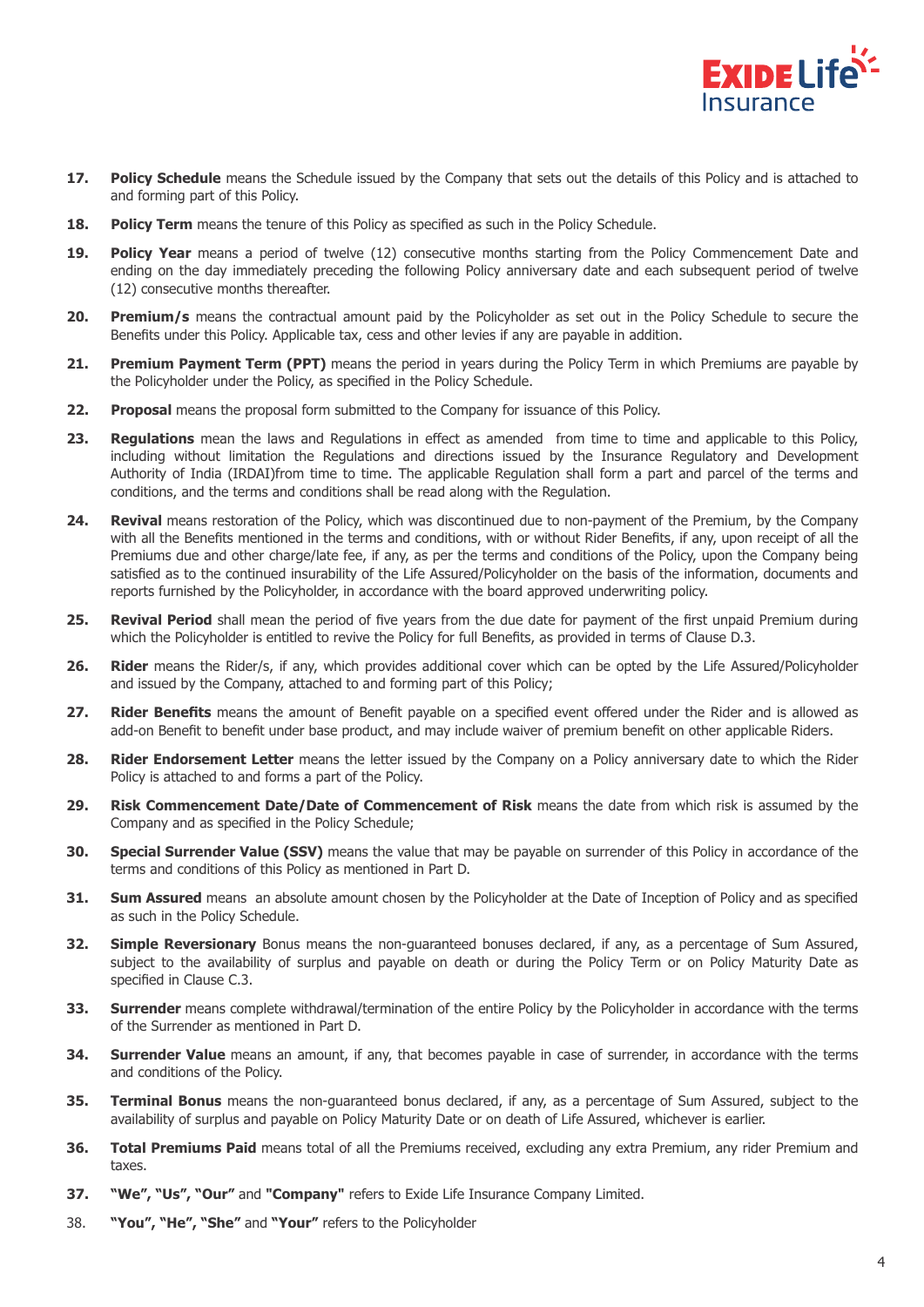17. **Policy Schedule** means the Schedule issued by the Company that sets out the details of this Policy and is attached to and forming part of this Policy.

18. **Policy Term** means the tenure of this Policy as specified as such in the Policy Schedule.

19. **Policy Year** means a period of twelve (12) consecutive months starting from the Policy Commencement Date and ending on the day immediately preceding the following Policy anniversary date and each subsequent period of twelve (12) consecutive months thereafter.

20. **Premium/s** means the contractual amount paid by the Policyholder as set out in the Policy Schedule to secure the Benefits under this Policy. Applicable tax, cess and other levies if any are payable in addition.

21. **Premium Payment Term (PPT)** means the period in years during the Policy Term in which Premiums are payable by the Policyholder under the Policy, as specified in the Policy Schedule.

22. **Proposal** means the proposal form submitted to the Company for issuance of this Policy.

23. **Regulations** mean the laws and Regulations in effect as amended from time to time and applicable to this Policy, including without limitation the Regulations and directions issued by the Insurance Regulatory and Development Authority of India (IRDAI)from time to time. The applicable Regulation shall form a part and parcel of the terms and conditions, and the terms and conditions shall be read along with the Regulation.

24. **Revival** means restoration of the Policy, which was discontinued due to non-payment of the Premium, by the Company with all the Benefits mentioned in the terms and conditions, with or without Rider Benefits, if any, upon receipt of all the Premiums due and other charge/late fee, if any, as per the terms and conditions of the Policy, upon the Company being satisfied as to the continued insurability of the Life Assured/Policyholder on the basis of the information, documents and reports furnished by the Policyholder, in accordance with the board approved underwriting policy.

25. **Revival Period** shall mean the period of five years from the due date for payment of the first unpaid Premium during which the Policyholder is entitled to revive the Policy for full Benefits, as provided in terms of Clause D.3.

26. **Rider** means the Rider/s, if any, which provides additional cover which can be opted by the Life Assured/Policyholder and issued by the Company, attached to and forming part of this Policy;

27. **Rider Benefits** means the amount of Benefit payable on a specified event offered under the Rider and is allowed as add-on Benefit to benefit under base product, and may include waiver of premium benefit on other applicable Riders.

28. **Rider Endorsement Letter** means the letter issued by the Company on a Policy anniversary date to which the Rider Policy is attached to and forms a part of the Policy.

29. **Risk Commencement Date/Date of Commencement of Risk** means the date from which risk is assumed by the Company and as specified in the Policy Schedule;

30. **Special Surrender Value (SSV)** means the value that may be payable on surrender of this Policy in accordance of the terms and conditions of this Policy as mentioned in Part D.

31. **Sum Assured** means an absolute amount chosen by the Policyholder at the Date of Inception of Policy and as specified as such in the Policy Schedule.

32. **Simple Reversionary** Bonus means the non-guaranteed bonuses declared, if any, as a percentage of Sum Assured, subject to the availability of surplus and payable on death or during the Policy Term or on Policy Maturity Date as specified in Clause C.3.

33. **Surrender** means complete withdrawal/termination of the entire Policy by the Policyholder in accordance with the terms of the Surrender as mentioned in Part D.

34. **Surrender Value** means an amount, if any, that becomes payable in case of surrender, in accordance with the terms and conditions of the Policy.

35. **Terminal Bonus** means the non-guaranteed bonus declared, if any, as a percentage of Sum Assured, subject to the availability of surplus and payable on Policy Maturity Date or on death of Life Assured, whichever is earlier.

36. **Total Premiums Paid** means total of all the Premiums received, excluding any extra Premium, any rider Premium and taxes.

37. **"We", "Us", "Our"** and **"Company"** refers to Exide Life Insurance Company Limited.

38. **"You", "He", "She"** and **"Your"** refers to the Policyholder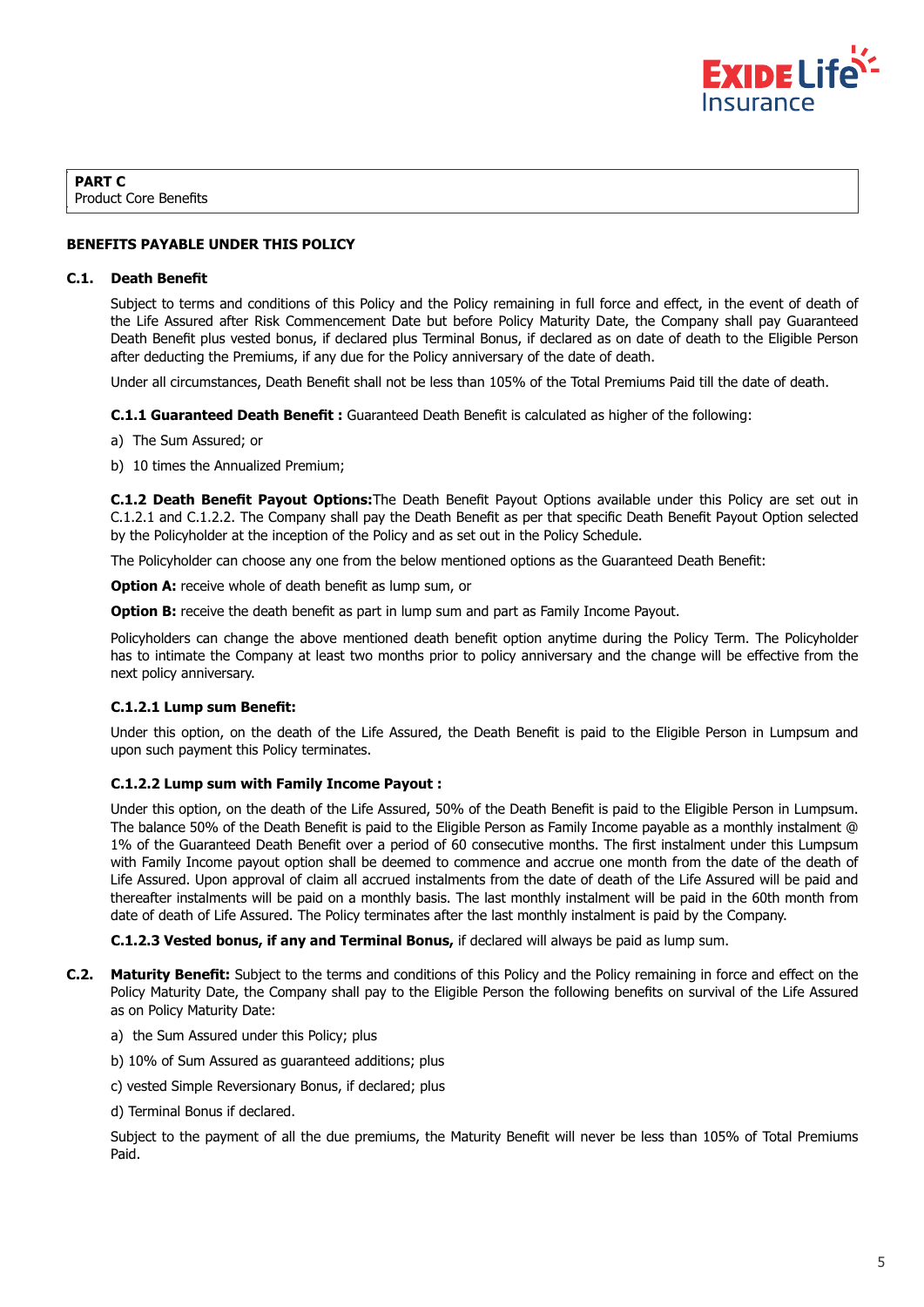**PART C**
Product Core Benefits

**BENEFITS PAYABLE UNDER THIS POLICY**

**C.1. Death Benefit**

Subject to terms and conditions of this Policy and the Policy remaining in full force and effect, in the event of death of the Life Assured after Risk Commencement Date but before Policy Maturity Date, the Company shall pay Guaranteed Death Benefit plus vested bonus, if declared plus Terminal Bonus, if declared as on date of death to the Eligible Person after deducting the Premiums, if any due for the Policy anniversary of the date of death.

Under all circumstances, Death Benefit shall not be less than 105% of the Total Premiums Paid till the date of death.

**C.1.1 Guaranteed Death Benefit :** Guaranteed Death Benefit is calculated as higher of the following:

a) The Sum Assured; or

b) 10 times the Annualized Premium;

**C.1.2 Death Benefit Payout Options:** The Death Benefit Payout Options available under this Policy are set out in C.1.2.1 and C.1.2.2. The Company shall pay the Death Benefit as per that specific Death Benefit Payout Option selected by the Policyholder at the inception of the Policy and as set out in the Policy Schedule.

The Policyholder can choose any one from the below mentioned options as the Guaranteed Death Benefit:

**Option A:** receive whole of death benefit as lump sum, or

**Option B:** receive the death benefit as part in lump sum and part as Family Income Payout.

Policyholders can change the above mentioned death benefit option anytime during the Policy Term. The Policyholder has to intimate the Company at least two months prior to policy anniversary and the change will be effective from the next policy anniversary.

**C.1.2.1 Lump sum Benefit:**

Under this option, on the death of the Life Assured, the Death Benefit is paid to the Eligible Person in Lumpsum and upon such payment this Policy terminates.

**C.1.2.2 Lump sum with Family Income Payout :**

Under this option, on the death of the Life Assured, 50% of the Death Benefit is paid to the Eligible Person in Lumpsum. The balance 50% of the Death Benefit is paid to the Eligible Person as Family Income payable as a monthly instalment @ 1% of the Guaranteed Death Benefit over a period of 60 consecutive months. The first instalment under this Lumpsum with Family Income payout option shall be deemed to commence and accrue one month from the date of the death of Life Assured. Upon approval of claim all accrued instalments from the date of death of the Life Assured will be paid and thereafter instalments will be paid on a monthly basis. The last monthly instalment will be paid in the 60th month from date of death of Life Assured. The Policy terminates after the last monthly instalment is paid by the Company.

**C.1.2.3 Vested bonus, if any and Terminal Bonus,** if declared will always be paid as lump sum.

**C.2. Maturity Benefit:** Subject to the terms and conditions of this Policy and the Policy remaining in force and effect on the Policy Maturity Date, the Company shall pay to the Eligible Person the following benefits on survival of the Life Assured as on Policy Maturity Date:

a) the Sum Assured under this Policy; plus

b) 10% of Sum Assured as guaranteed additions; plus

c) vested Simple Reversionary Bonus, if declared; plus

d) Terminal Bonus if declared.

Subject to the payment of all the due premiums, the Maturity Benefit will never be less than 105% of Total Premiums Paid.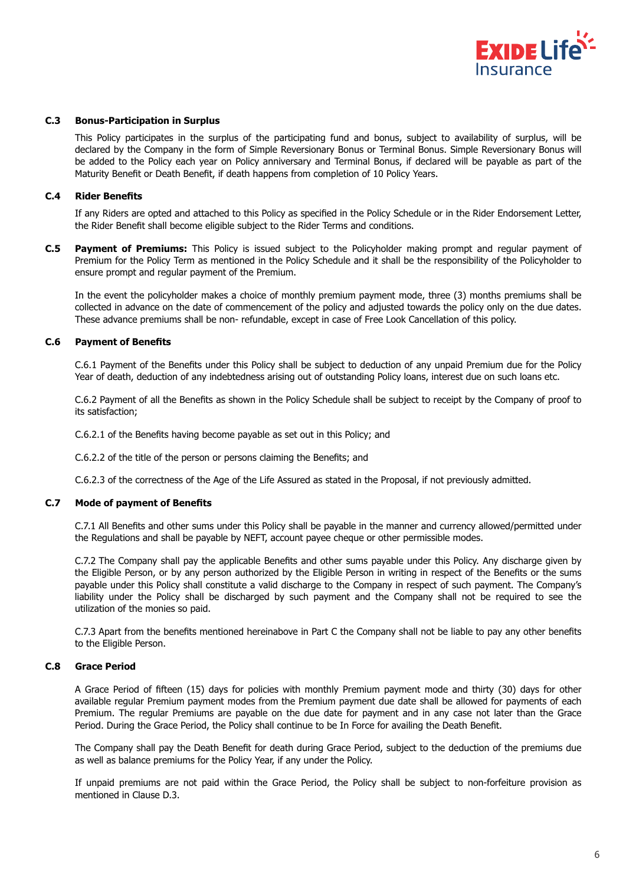### C.3 Bonus-Participation in Surplus

This Policy participates in the surplus of the participating fund and bonus, subject to availability of surplus, will be declared by the Company in the form of Simple Reversionary Bonus or Terminal Bonus. Simple Reversionary Bonus will be added to the Policy each year on Policy anniversary and Terminal Bonus, if declared will be payable as part of the Maturity Benefit or Death Benefit, if death happens from completion of 10 Policy Years.

### C.4 Rider Benefits

If any Riders are opted and attached to this Policy as specified in the Policy Schedule or in the Rider Endorsement Letter, the Rider Benefit shall become eligible subject to the Rider Terms and conditions.

### C.5 Payment of Premiums:

This Policy is issued subject to the Policyholder making prompt and regular payment of Premium for the Policy Term as mentioned in the Policy Schedule and it shall be the responsibility of the Policyholder to ensure prompt and regular payment of the Premium.

In the event the policyholder makes a choice of monthly premium payment mode, three (3) months premiums shall be collected in advance on the date of commencement of the policy and adjusted towards the policy only on the due dates. These advance premiums shall be non- refundable, except in case of Free Look Cancellation of this policy.

### C.6 Payment of Benefits

C.6.1 Payment of the Benefits under this Policy shall be subject to deduction of any unpaid Premium due for the Policy Year of death, deduction of any indebtedness arising out of outstanding Policy loans, interest due on such loans etc.

C.6.2 Payment of all the Benefits as shown in the Policy Schedule shall be subject to receipt by the Company of proof to its satisfaction;

C.6.2.1 of the Benefits having become payable as set out in this Policy; and

C.6.2.2 of the title of the person or persons claiming the Benefits; and

C.6.2.3 of the correctness of the Age of the Life Assured as stated in the Proposal, if not previously admitted.

### C.7 Mode of payment of Benefits

C.7.1 All Benefits and other sums under this Policy shall be payable in the manner and currency allowed/permitted under the Regulations and shall be payable by NEFT, account payee cheque or other permissible modes.

C.7.2 The Company shall pay the applicable Benefits and other sums payable under this Policy. Any discharge given by the Eligible Person, or by any person authorized by the Eligible Person in writing in respect of the Benefits or the sums payable under this Policy shall constitute a valid discharge to the Company in respect of such payment. The Company's liability under the Policy shall be discharged by such payment and the Company shall not be required to see the utilization of the monies so paid.

C.7.3 Apart from the benefits mentioned hereinabove in Part C the Company shall not be liable to pay any other benefits to the Eligible Person.

### C.8 Grace Period

A Grace Period of fifteen (15) days for policies with monthly Premium payment mode and thirty (30) days for other available regular Premium payment modes from the Premium payment due date shall be allowed for payments of each Premium. The regular Premiums are payable on the due date for payment and in any case not later than the Grace Period. During the Grace Period, the Policy shall continue to be In Force for availing the Death Benefit.

The Company shall pay the Death Benefit for death during Grace Period, subject to the deduction of the premiums due as well as balance premiums for the Policy Year, if any under the Policy.

If unpaid premiums are not paid within the Grace Period, the Policy shall be subject to non-forfeiture provision as mentioned in Clause D.3.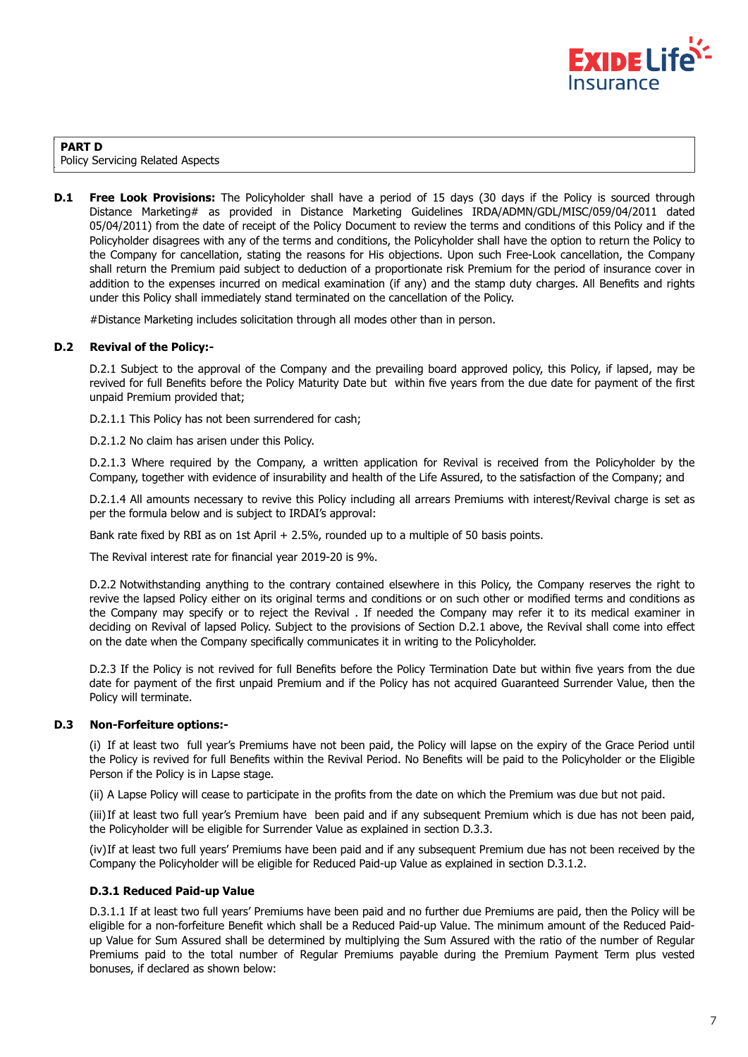**PART D**
Policy Servicing Related Aspects

**D.1** **Free Look Provisions:** The Policyholder shall have a period of 15 days (30 days if the Policy is sourced through Distance Marketing# as provided in Distance Marketing Guidelines IRDA/ADMN/GDL/MISC/059/04/2011 dated 05/04/2011) from the date of receipt of the Policy Document to review the terms and conditions of this Policy and if the Policyholder disagrees with any of the terms and conditions, the Policyholder shall have the option to return the Policy to the Company for cancellation, stating the reasons for His objections. Upon such Free-Look cancellation, the Company shall return the Premium paid subject to deduction of a proportionate risk Premium for the period of insurance cover in addition to the expenses incurred on medical examination (if any) and the stamp duty charges. All Benefits and rights under this Policy shall immediately stand terminated on the cancellation of the Policy.

#Distance Marketing includes solicitation through all modes other than in person.

**D.2** **Revival of the Policy:-**

D.2.1 Subject to the approval of the Company and the prevailing board approved policy, this Policy, if lapsed, may be revived for full Benefits before the Policy Maturity Date but within five years from the due date for payment of the first unpaid Premium provided that;

D.2.1.1 This Policy has not been surrendered for cash;

D.2.1.2 No claim has arisen under this Policy.

D.2.1.3 Where required by the Company, a written application for Revival is received from the Policyholder by the Company, together with evidence of insurability and health of the Life Assured, to the satisfaction of the Company; and

D.2.1.4 All amounts necessary to revive this Policy including all arrears Premiums with interest/Revival charge is set as per the formula below and is subject to IRDAI's approval:

Bank rate fixed by RBI as on 1st April + 2.5%, rounded up to a multiple of 50 basis points.

The Revival interest rate for financial year 2019-20 is 9%.

D.2.2 Notwithstanding anything to the contrary contained elsewhere in this Policy, the Company reserves the right to revive the lapsed Policy either on its original terms and conditions or on such other or modified terms and conditions as the Company may specify or to reject the Revival . If needed the Company may refer it to its medical examiner in deciding on Revival of lapsed Policy. Subject to the provisions of Section D.2.1 above, the Revival shall come into effect on the date when the Company specifically communicates it in writing to the Policyholder.

D.2.3 If the Policy is not revived for full Benefits before the Policy Termination Date but within five years from the due date for payment of the first unpaid Premium and if the Policy has not acquired Guaranteed Surrender Value, then the Policy will terminate.

**D.3** **Non-Forfeiture options:-**

(i) If at least two full year's Premiums have not been paid, the Policy will lapse on the expiry of the Grace Period until the Policy is revived for full Benefits within the Revival Period. No Benefits will be paid to the Policyholder or the Eligible Person if the Policy is in Lapse stage.

(ii) A Lapse Policy will cease to participate in the profits from the date on which the Premium was due but not paid.

(iii) If at least two full year's Premium have been paid and if any subsequent Premium which is due has not been paid, the Policyholder will be eligible for Surrender Value as explained in section D.3.3.

(iv) If at least two full years' Premiums have been paid and if any subsequent Premium due has not been received by the Company the Policyholder will be eligible for Reduced Paid-up Value as explained in section D.3.1.2.

**D.3.1 Reduced Paid-up Value**

D.3.1.1 If at least two full years' Premiums have been paid and no further due Premiums are paid, then the Policy will be eligible for a non-forfeiture Benefit which shall be a Reduced Paid-up Value. The minimum amount of the Reduced Paid-up Value for Sum Assured shall be determined by multiplying the Sum Assured with the ratio of the number of Regular Premiums paid to the total number of Regular Premiums payable during the Premium Payment Term plus vested bonuses, if declared as shown below: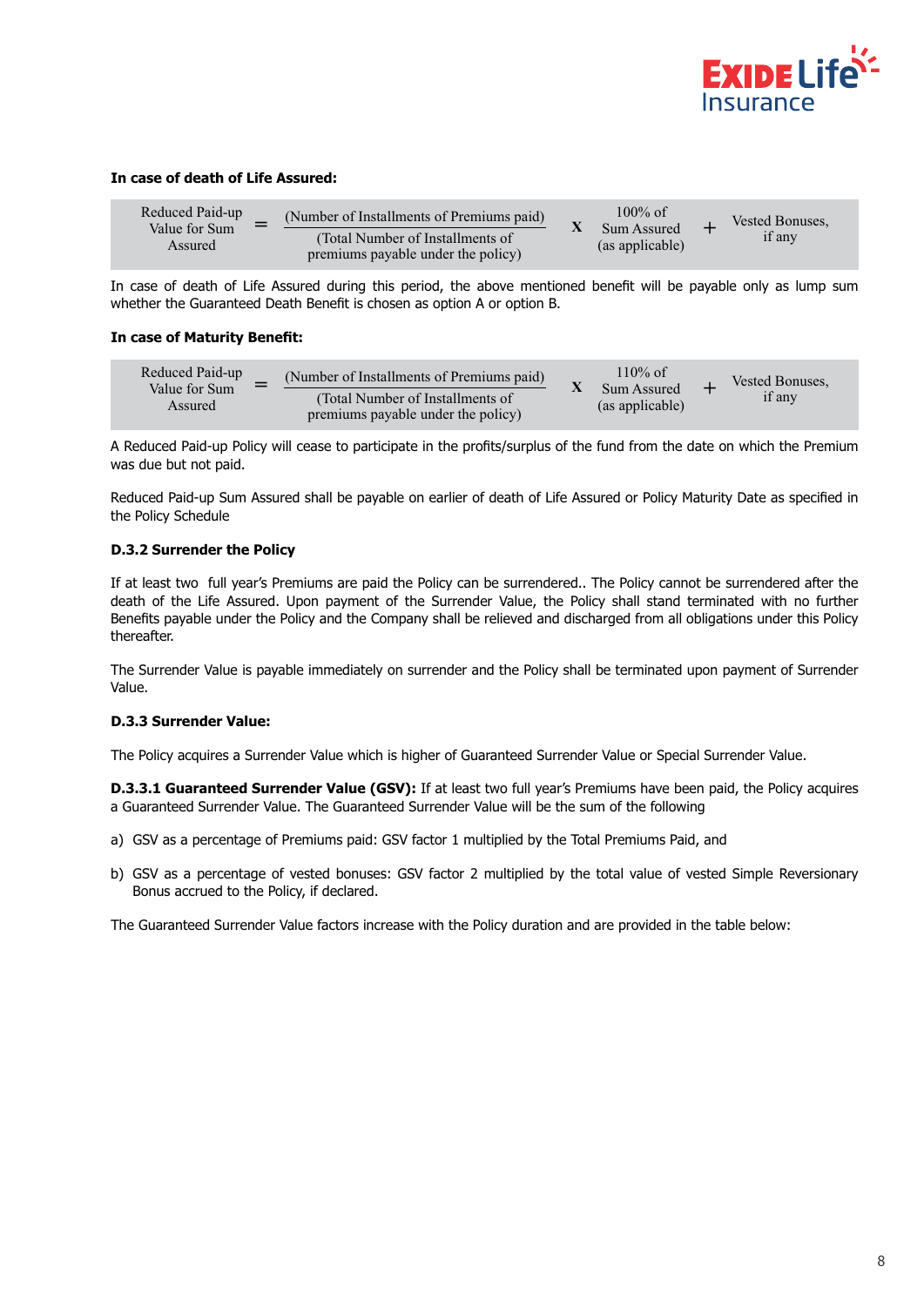**In case of death of Life Assured:**

$$\text{Reduced Paid-up Value for Sum Assured} = \frac{\text{(Number of Installments of Premiums paid)}}{\text{(Total Number of Installments of premiums payable under the policy)}} \times \text{100\% of Sum Assured (as applicable)} + \text{Vested Bonuses, if any}$$

In case of death of Life Assured during this period, the above mentioned benefit will be payable only as lump sum whether the Guaranteed Death Benefit is chosen as option A or option B.

**In case of Maturity Benefit:**

$$\text{Reduced Paid-up Value for Sum Assured} = \frac{\text{(Number of Installments of Premiums paid)}}{\text{(Total Number of Installments of premiums payable under the policy)}} \times \text{110\% of Sum Assured (as applicable)} + \text{Vested Bonuses, if any}$$

A Reduced Paid-up Policy will cease to participate in the profits/surplus of the fund from the date on which the Premium was due but not paid.

Reduced Paid-up Sum Assured shall be payable on earlier of death of Life Assured or Policy Maturity Date as specified in the Policy Schedule

**D.3.2 Surrender the Policy**

If at least two full year's Premiums are paid the Policy can be surrendered.. The Policy cannot be surrendered after the death of the Life Assured. Upon payment of the Surrender Value, the Policy shall stand terminated with no further Benefits payable under the Policy and the Company shall be relieved and discharged from all obligations under this Policy thereafter.

The Surrender Value is payable immediately on surrender and the Policy shall be terminated upon payment of Surrender Value.

**D.3.3 Surrender Value:**

The Policy acquires a Surrender Value which is higher of Guaranteed Surrender Value or Special Surrender Value.

**D.3.3.1 Guaranteed Surrender Value (GSV):** If at least two full year's Premiums have been paid, the Policy acquires a Guaranteed Surrender Value. The Guaranteed Surrender Value will be the sum of the following

a) GSV as a percentage of Premiums paid: GSV factor 1 multiplied by the Total Premiums Paid, and

b) GSV as a percentage of vested bonuses: GSV factor 2 multiplied by the total value of vested Simple Reversionary Bonus accrued to the Policy, if declared.

The Guaranteed Surrender Value factors increase with the Policy duration and are provided in the table below: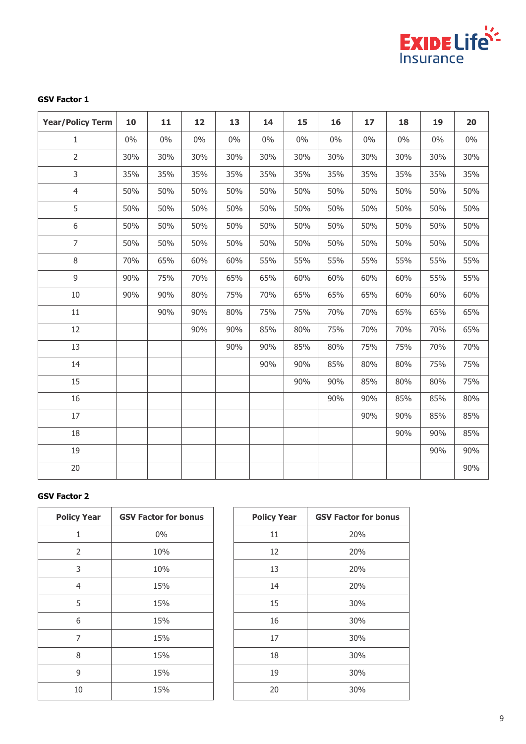**GSV Factor 1**

| Year/Policy Term | 10 | 11 | 12 | 13 | 14 | 15 | 16 | 17 | 18 | 19 | 20 |
|---|---|---|---|---|---|---|---|---|---|---|---|
| 1 | 0% | 0% | 0% | 0% | 0% | 0% | 0% | 0% | 0% | 0% | 0% |
| 2 | 30% | 30% | 30% | 30% | 30% | 30% | 30% | 30% | 30% | 30% | 30% |
| 3 | 35% | 35% | 35% | 35% | 35% | 35% | 35% | 35% | 35% | 35% | 35% |
| 4 | 50% | 50% | 50% | 50% | 50% | 50% | 50% | 50% | 50% | 50% | 50% |
| 5 | 50% | 50% | 50% | 50% | 50% | 50% | 50% | 50% | 50% | 50% | 50% |
| 6 | 50% | 50% | 50% | 50% | 50% | 50% | 50% | 50% | 50% | 50% | 50% |
| 7 | 50% | 50% | 50% | 50% | 50% | 50% | 50% | 50% | 50% | 50% | 50% |
| 8 | 70% | 65% | 60% | 60% | 55% | 55% | 55% | 55% | 55% | 55% | 55% |
| 9 | 90% | 75% | 70% | 65% | 65% | 60% | 60% | 60% | 60% | 55% | 55% |
| 10 | 90% | 90% | 80% | 75% | 70% | 65% | 65% | 65% | 60% | 60% | 60% |
| 11 | | 90% | 90% | 80% | 75% | 75% | 70% | 70% | 65% | 65% | 65% |
| 12 | | | 90% | 90% | 85% | 80% | 75% | 70% | 70% | 70% | 65% |
| 13 | | | | 90% | 90% | 85% | 80% | 75% | 75% | 70% | 70% |
| 14 | | | | | 90% | 90% | 85% | 80% | 80% | 75% | 75% |
| 15 | | | | | | 90% | 90% | 85% | 80% | 80% | 75% |
| 16 | | | | | | | 90% | 90% | 85% | 85% | 80% |
| 17 | | | | | | | | 90% | 90% | 85% | 85% |
| 18 | | | | | | | | | 90% | 90% | 85% |
| 19 | | | | | | | | | | 90% | 90% |
| 20 | | | | | | | | | | | 90% |

**GSV Factor 2**

| Policy Year | GSV Factor for bonus |
|---|---|
| 1 | 0% |
| 2 | 10% |
| 3 | 10% |
| 4 | 15% |
| 5 | 15% |
| 6 | 15% |
| 7 | 15% |
| 8 | 15% |
| 9 | 15% |
| 10 | 15% |

| Policy Year | GSV Factor for bonus |
|---|---|
| 11 | 20% |
| 12 | 20% |
| 13 | 20% |
| 14 | 20% |
| 15 | 30% |
| 16 | 30% |
| 17 | 30% |
| 18 | 30% |
| 19 | 30% |
| 20 | 30% |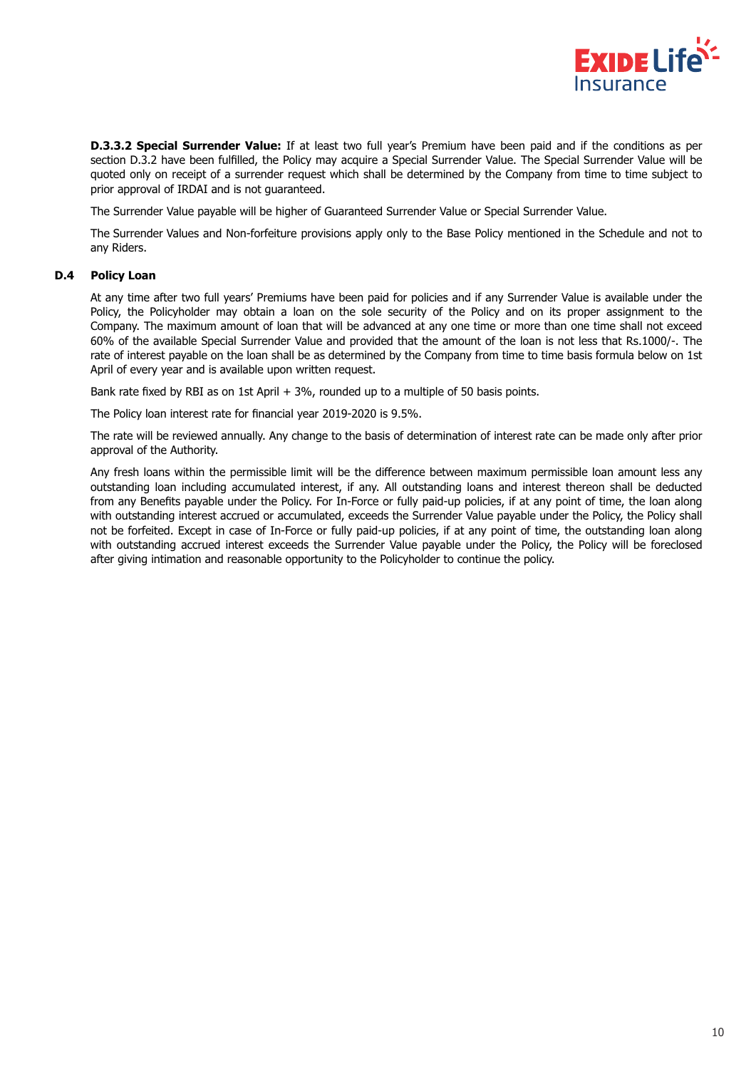**D.3.3.2 Special Surrender Value:** If at least two full year's Premium have been paid and if the conditions as per section D.3.2 have been fulfilled, the Policy may acquire a Special Surrender Value. The Special Surrender Value will be quoted only on receipt of a surrender request which shall be determined by the Company from time to time subject to prior approval of IRDAI and is not guaranteed.

The Surrender Value payable will be higher of Guaranteed Surrender Value or Special Surrender Value.

The Surrender Values and Non-forfeiture provisions apply only to the Base Policy mentioned in the Schedule and not to any Riders.

## D.4 Policy Loan

At any time after two full years' Premiums have been paid for policies and if any Surrender Value is available under the Policy, the Policyholder may obtain a loan on the sole security of the Policy and on its proper assignment to the Company. The maximum amount of loan that will be advanced at any one time or more than one time shall not exceed 60% of the available Special Surrender Value and provided that the amount of the loan is not less that Rs.1000/-. The rate of interest payable on the loan shall be as determined by the Company from time to time basis formula below on 1st April of every year and is available upon written request.

Bank rate fixed by RBI as on 1st April + 3%, rounded up to a multiple of 50 basis points.

The Policy loan interest rate for financial year 2019-2020 is 9.5%.

The rate will be reviewed annually. Any change to the basis of determination of interest rate can be made only after prior approval of the Authority.

Any fresh loans within the permissible limit will be the difference between maximum permissible loan amount less any outstanding loan including accumulated interest, if any. All outstanding loans and interest thereon shall be deducted from any Benefits payable under the Policy. For In-Force or fully paid-up policies, if at any point of time, the loan along with outstanding interest accrued or accumulated, exceeds the Surrender Value payable under the Policy, the Policy shall not be forfeited. Except in case of In-Force or fully paid-up policies, if at any point of time, the outstanding loan along with outstanding accrued interest exceeds the Surrender Value payable under the Policy, the Policy will be foreclosed after giving intimation and reasonable opportunity to the Policyholder to continue the policy.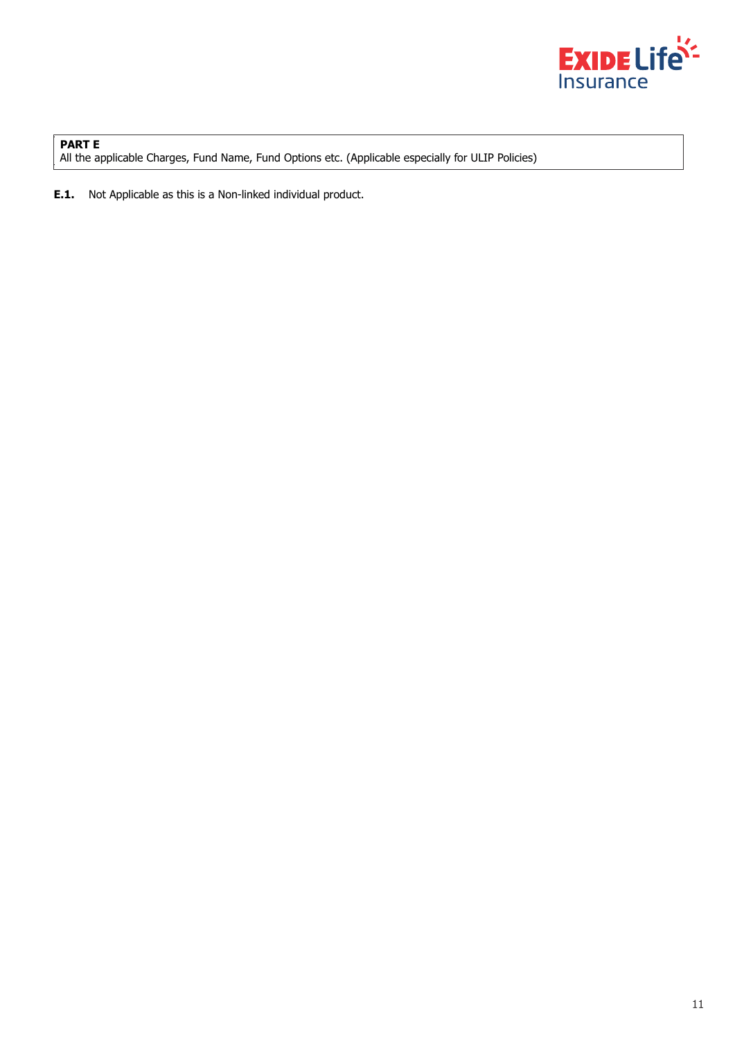**PART E**
All the applicable Charges, Fund Name, Fund Options etc. (Applicable especially for ULIP Policies)

**E.1.** Not Applicable as this is a Non-linked individual product.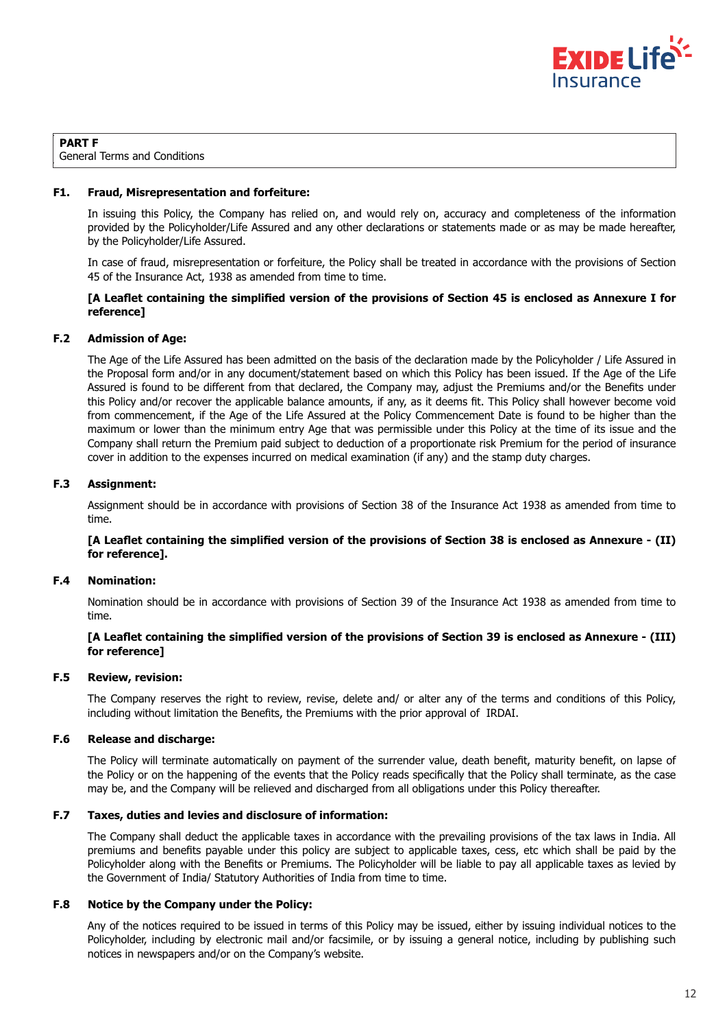**PART F**
General Terms and Conditions

**F1. Fraud, Misrepresentation and forfeiture:**

In issuing this Policy, the Company has relied on, and would rely on, accuracy and completeness of the information provided by the Policyholder/Life Assured and any other declarations or statements made or as may be made hereafter, by the Policyholder/Life Assured.

In case of fraud, misrepresentation or forfeiture, the Policy shall be treated in accordance with the provisions of Section 45 of the Insurance Act, 1938 as amended from time to time.

**[A Leaflet containing the simplified version of the provisions of Section 45 is enclosed as Annexure I for reference]**

**F.2 Admission of Age:**

The Age of the Life Assured has been admitted on the basis of the declaration made by the Policyholder / Life Assured in the Proposal form and/or in any document/statement based on which this Policy has been issued. If the Age of the Life Assured is found to be different from that declared, the Company may, adjust the Premiums and/or the Benefits under this Policy and/or recover the applicable balance amounts, if any, as it deems fit. This Policy shall however become void from commencement, if the Age of the Life Assured at the Policy Commencement Date is found to be higher than the maximum or lower than the minimum entry Age that was permissible under this Policy at the time of its issue and the Company shall return the Premium paid subject to deduction of a proportionate risk Premium for the period of insurance cover in addition to the expenses incurred on medical examination (if any) and the stamp duty charges.

**F.3 Assignment:**

Assignment should be in accordance with provisions of Section 38 of the Insurance Act 1938 as amended from time to time.

**[A Leaflet containing the simplified version of the provisions of Section 38 is enclosed as Annexure - (II) for reference].**

**F.4 Nomination:**

Nomination should be in accordance with provisions of Section 39 of the Insurance Act 1938 as amended from time to time.

**[A Leaflet containing the simplified version of the provisions of Section 39 is enclosed as Annexure - (III) for reference]**

**F.5 Review, revision:**

The Company reserves the right to review, revise, delete and/ or alter any of the terms and conditions of this Policy, including without limitation the Benefits, the Premiums with the prior approval of IRDAI.

**F.6 Release and discharge:**

The Policy will terminate automatically on payment of the surrender value, death benefit, maturity benefit, on lapse of the Policy or on the happening of the events that the Policy reads specifically that the Policy shall terminate, as the case may be, and the Company will be relieved and discharged from all obligations under this Policy thereafter.

**F.7 Taxes, duties and levies and disclosure of information:**

The Company shall deduct the applicable taxes in accordance with the prevailing provisions of the tax laws in India. All premiums and benefits payable under this policy are subject to applicable taxes, cess, etc which shall be paid by the Policyholder along with the Benefits or Premiums. The Policyholder will be liable to pay all applicable taxes as levied by the Government of India/ Statutory Authorities of India from time to time.

**F.8 Notice by the Company under the Policy:**

Any of the notices required to be issued in terms of this Policy may be issued, either by issuing individual notices to the Policyholder, including by electronic mail and/or facsimile, or by issuing a general notice, including by publishing such notices in newspapers and/or on the Company's website.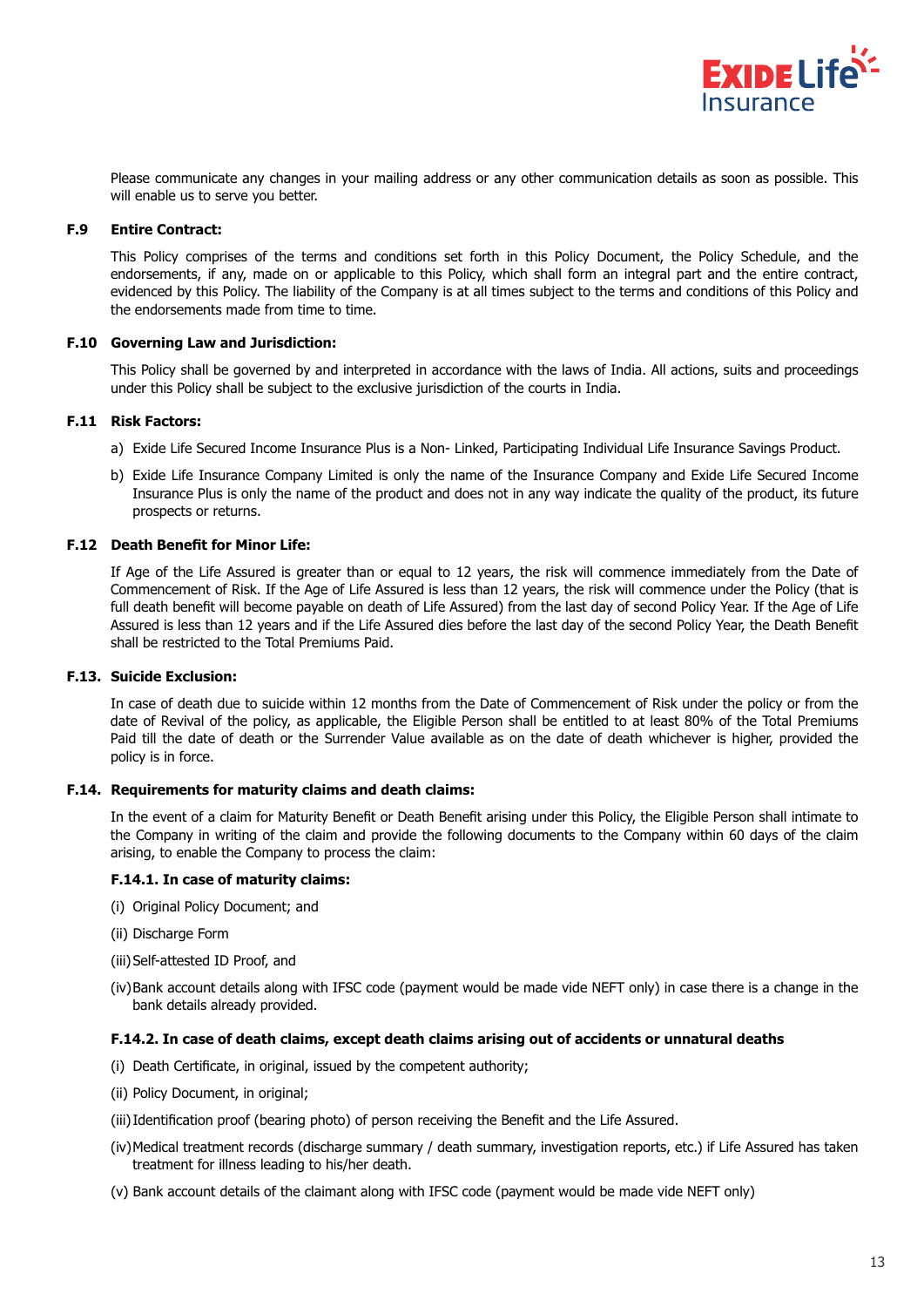Please communicate any changes in your mailing address or any other communication details as soon as possible. This will enable us to serve you better.

**F.9 Entire Contract:**

This Policy comprises of the terms and conditions set forth in this Policy Document, the Policy Schedule, and the endorsements, if any, made on or applicable to this Policy, which shall form an integral part and the entire contract, evidenced by this Policy. The liability of the Company is at all times subject to the terms and conditions of this Policy and the endorsements made from time to time.

**F.10 Governing Law and Jurisdiction:**

This Policy shall be governed by and interpreted in accordance with the laws of India. All actions, suits and proceedings under this Policy shall be subject to the exclusive jurisdiction of the courts in India.

**F.11 Risk Factors:**

a) Exide Life Secured Income Insurance Plus is a Non- Linked, Participating Individual Life Insurance Savings Product.

b) Exide Life Insurance Company Limited is only the name of the Insurance Company and Exide Life Secured Income Insurance Plus is only the name of the product and does not in any way indicate the quality of the product, its future prospects or returns.

**F.12 Death Benefit for Minor Life:**

If Age of the Life Assured is greater than or equal to 12 years, the risk will commence immediately from the Date of Commencement of Risk. If the Age of Life Assured is less than 12 years, the risk will commence under the Policy (that is full death benefit will become payable on death of Life Assured) from the last day of second Policy Year. If the Age of Life Assured is less than 12 years and if the Life Assured dies before the last day of the second Policy Year, the Death Benefit shall be restricted to the Total Premiums Paid.

**F.13. Suicide Exclusion:**

In case of death due to suicide within 12 months from the Date of Commencement of Risk under the policy or from the date of Revival of the policy, as applicable, the Eligible Person shall be entitled to at least 80% of the Total Premiums Paid till the date of death or the Surrender Value available as on the date of death whichever is higher, provided the policy is in force.

**F.14. Requirements for maturity claims and death claims:**

In the event of a claim for Maturity Benefit or Death Benefit arising under this Policy, the Eligible Person shall intimate to the Company in writing of the claim and provide the following documents to the Company within 60 days of the claim arising, to enable the Company to process the claim:

**F.14.1. In case of maturity claims:**

(i) Original Policy Document; and

(ii) Discharge Form

(iii) Self-attested ID Proof, and

(iv) Bank account details along with IFSC code (payment would be made vide NEFT only) in case there is a change in the bank details already provided.

**F.14.2. In case of death claims, except death claims arising out of accidents or unnatural deaths**

(i) Death Certificate, in original, issued by the competent authority;

(ii) Policy Document, in original;

(iii) Identification proof (bearing photo) of person receiving the Benefit and the Life Assured.

(iv) Medical treatment records (discharge summary / death summary, investigation reports, etc.) if Life Assured has taken treatment for illness leading to his/her death.

(v) Bank account details of the claimant along with IFSC code (payment would be made vide NEFT only)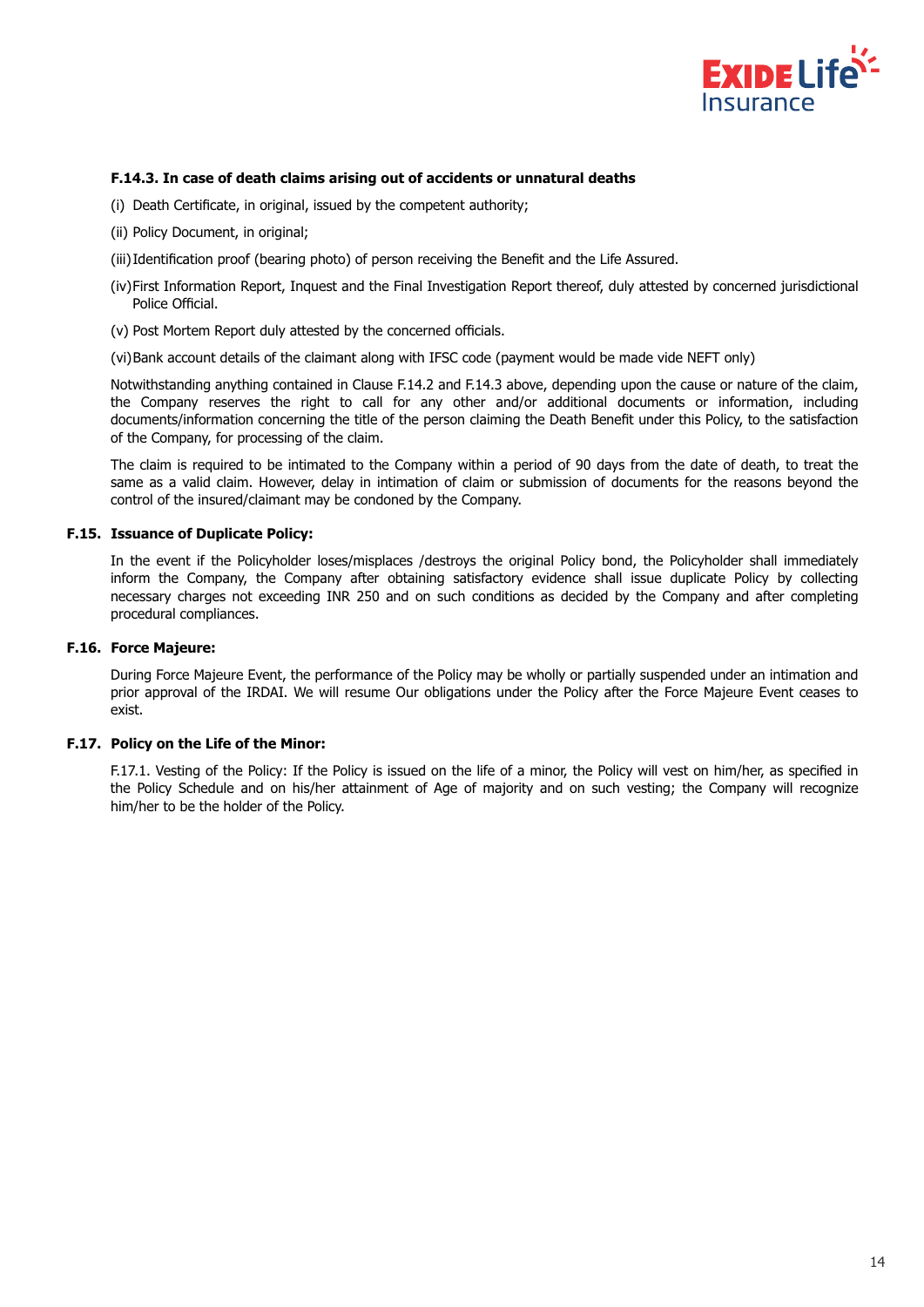#### F.14.3. In case of death claims arising out of accidents or unnatural deaths

(i) Death Certificate, in original, issued by the competent authority;

(ii) Policy Document, in original;

(iii) Identification proof (bearing photo) of person receiving the Benefit and the Life Assured.

(iv) First Information Report, Inquest and the Final Investigation Report thereof, duly attested by concerned jurisdictional Police Official.

(v) Post Mortem Report duly attested by the concerned officials.

(vi) Bank account details of the claimant along with IFSC code (payment would be made vide NEFT only)

Notwithstanding anything contained in Clause F.14.2 and F.14.3 above, depending upon the cause or nature of the claim, the Company reserves the right to call for any other and/or additional documents or information, including documents/information concerning the title of the person claiming the Death Benefit under this Policy, to the satisfaction of the Company, for processing of the claim.

The claim is required to be intimated to the Company within a period of 90 days from the date of death, to treat the same as a valid claim. However, delay in intimation of claim or submission of documents for the reasons beyond the control of the insured/claimant may be condoned by the Company.

### F.15. Issuance of Duplicate Policy:

In the event if the Policyholder loses/misplaces /destroys the original Policy bond, the Policyholder shall immediately inform the Company, the Company after obtaining satisfactory evidence shall issue duplicate Policy by collecting necessary charges not exceeding INR 250 and on such conditions as decided by the Company and after completing procedural compliances.

### F.16. Force Majeure:

During Force Majeure Event, the performance of the Policy may be wholly or partially suspended under an intimation and prior approval of the IRDAI. We will resume Our obligations under the Policy after the Force Majeure Event ceases to exist.

### F.17. Policy on the Life of the Minor:

F.17.1. Vesting of the Policy: If the Policy is issued on the life of a minor, the Policy will vest on him/her, as specified in the Policy Schedule and on his/her attainment of Age of majority and on such vesting; the Company will recognize him/her to be the holder of the Policy.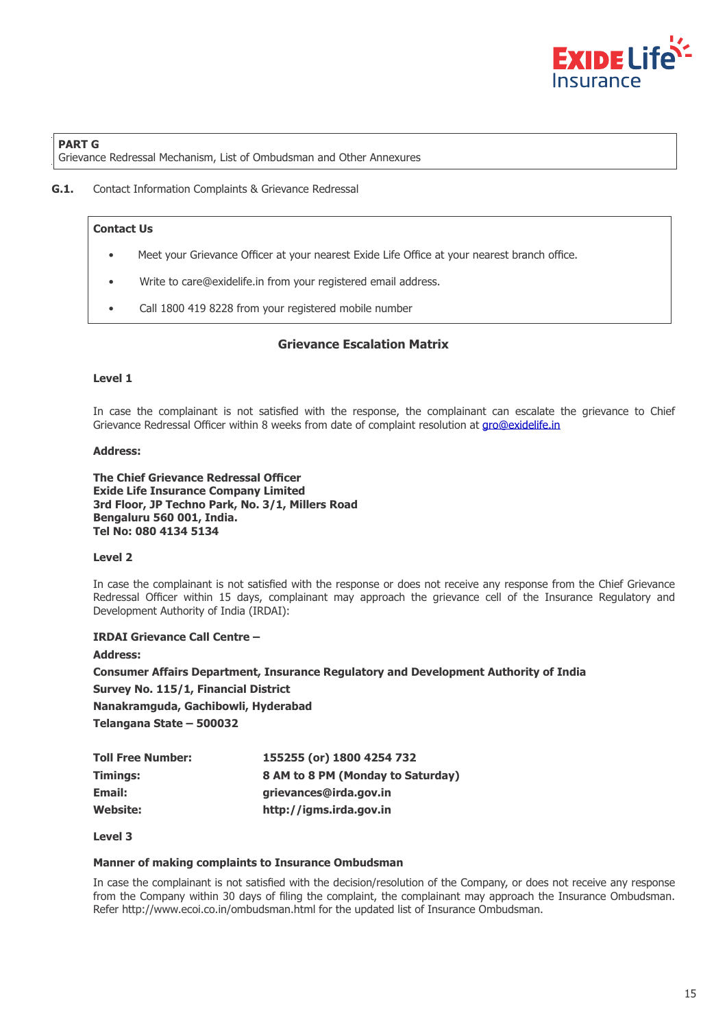**PART G**
Grievance Redressal Mechanism, List of Ombudsman and Other Annexures

**G.1.** Contact Information Complaints & Grievance Redressal

**Contact Us**

- Meet your Grievance Officer at your nearest Exide Life Office at your nearest branch office.
- Write to care@exidelife.in from your registered email address.
- Call 1800 419 8228 from your registered mobile number

## Grievance Escalation Matrix

**Level 1**

In case the complainant is not satisfied with the response, the complainant can escalate the grievance to Chief Grievance Redressal Officer within 8 weeks from date of complaint resolution at gro@exidelife.in

**Address:**

**The Chief Grievance Redressal Officer**
**Exide Life Insurance Company Limited**
**3rd Floor, JP Techno Park, No. 3/1, Millers Road**
**Bengaluru 560 001, India.**
**Tel No: 080 4134 5134**

**Level 2**

In case the complainant is not satisfied with the response or does not receive any response from the Chief Grievance Redressal Officer within 15 days, complainant may approach the grievance cell of the Insurance Regulatory and Development Authority of India (IRDAI):

**IRDAI Grievance Call Centre –**

**Address:**

**Consumer Affairs Department, Insurance Regulatory and Development Authority of India**
**Survey No. 115/1, Financial District**
**Nanakramguda, Gachibowli, Hyderabad**
**Telangana State – 500032**

| | |
|---|---|
| **Toll Free Number:** | **155255 (or) 1800 4254 732** |
| **Timings:** | **8 AM to 8 PM (Monday to Saturday)** |
| **Email:** | **grievances@irda.gov.in** |
| **Website:** | **http://igms.irda.gov.in** |

**Level 3**

**Manner of making complaints to Insurance Ombudsman**

In case the complainant is not satisfied with the decision/resolution of the Company, or does not receive any response from the Company within 30 days of filing the complaint, the complainant may approach the Insurance Ombudsman. Refer http://www.ecoi.co.in/ombudsman.html for the updated list of Insurance Ombudsman.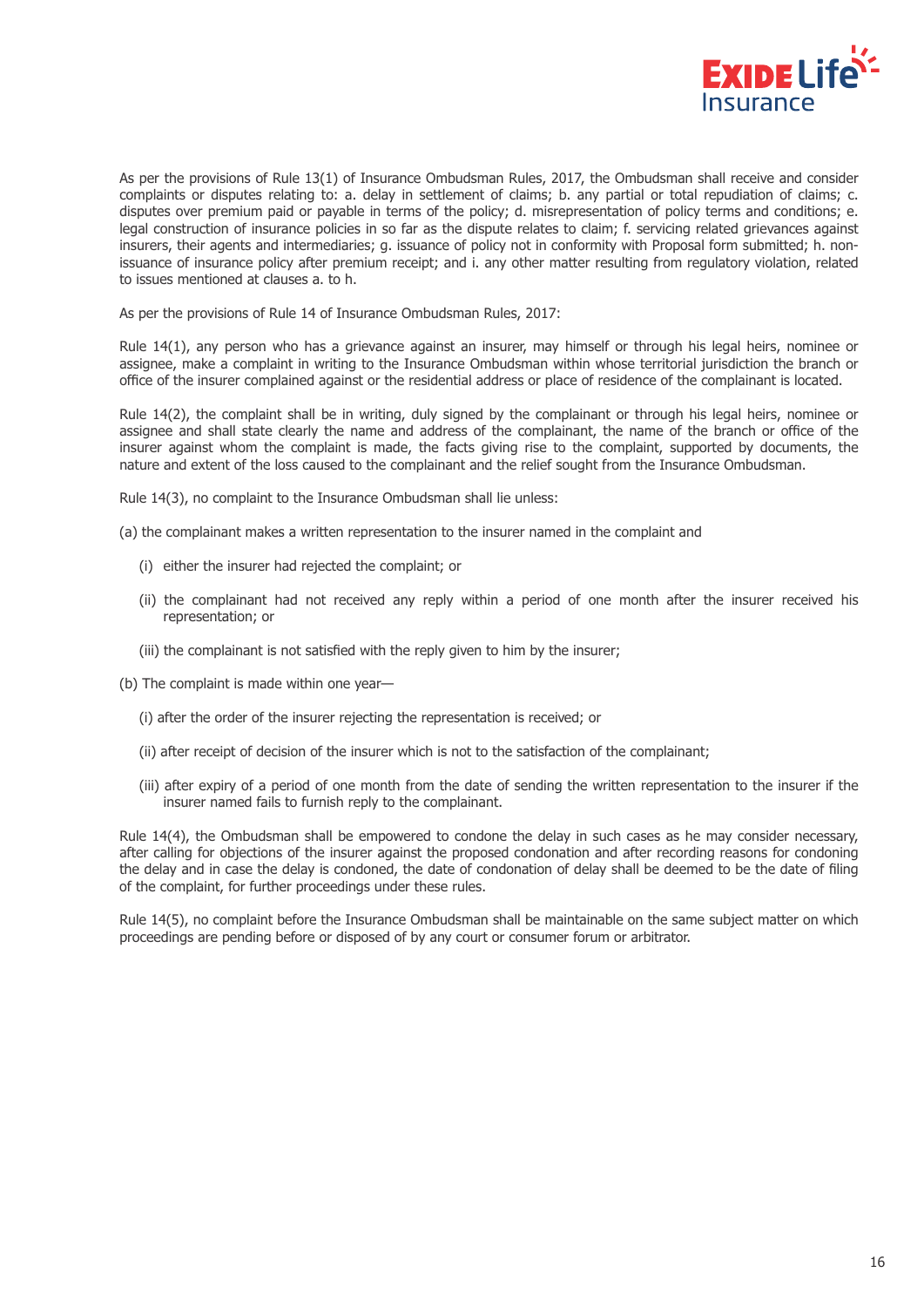As per the provisions of Rule 13(1) of Insurance Ombudsman Rules, 2017, the Ombudsman shall receive and consider complaints or disputes relating to: a. delay in settlement of claims; b. any partial or total repudiation of claims; c. disputes over premium paid or payable in terms of the policy; d. misrepresentation of policy terms and conditions; e. legal construction of insurance policies in so far as the dispute relates to claim; f. servicing related grievances against insurers, their agents and intermediaries; g. issuance of policy not in conformity with Proposal form submitted; h. non-issuance of insurance policy after premium receipt; and i. any other matter resulting from regulatory violation, related to issues mentioned at clauses a. to h.

As per the provisions of Rule 14 of Insurance Ombudsman Rules, 2017:

Rule 14(1), any person who has a grievance against an insurer, may himself or through his legal heirs, nominee or assignee, make a complaint in writing to the Insurance Ombudsman within whose territorial jurisdiction the branch or office of the insurer complained against or the residential address or place of residence of the complainant is located.

Rule 14(2), the complaint shall be in writing, duly signed by the complainant or through his legal heirs, nominee or assignee and shall state clearly the name and address of the complainant, the name of the branch or office of the insurer against whom the complaint is made, the facts giving rise to the complaint, supported by documents, the nature and extent of the loss caused to the complainant and the relief sought from the Insurance Ombudsman.

Rule 14(3), no complaint to the Insurance Ombudsman shall lie unless:

(a) the complainant makes a written representation to the insurer named in the complaint and

- (i) either the insurer had rejected the complaint; or
- (ii) the complainant had not received any reply within a period of one month after the insurer received his representation; or
- (iii) the complainant is not satisfied with the reply given to him by the insurer;

(b) The complaint is made within one year—

- (i) after the order of the insurer rejecting the representation is received; or
- (ii) after receipt of decision of the insurer which is not to the satisfaction of the complainant;
- (iii) after expiry of a period of one month from the date of sending the written representation to the insurer if the insurer named fails to furnish reply to the complainant.

Rule 14(4), the Ombudsman shall be empowered to condone the delay in such cases as he may consider necessary, after calling for objections of the insurer against the proposed condonation and after recording reasons for condoning the delay and in case the delay is condoned, the date of condonation of delay shall be deemed to be the date of filing of the complaint, for further proceedings under these rules.

Rule 14(5), no complaint before the Insurance Ombudsman shall be maintainable on the same subject matter on which proceedings are pending before or disposed of by any court or consumer forum or arbitrator.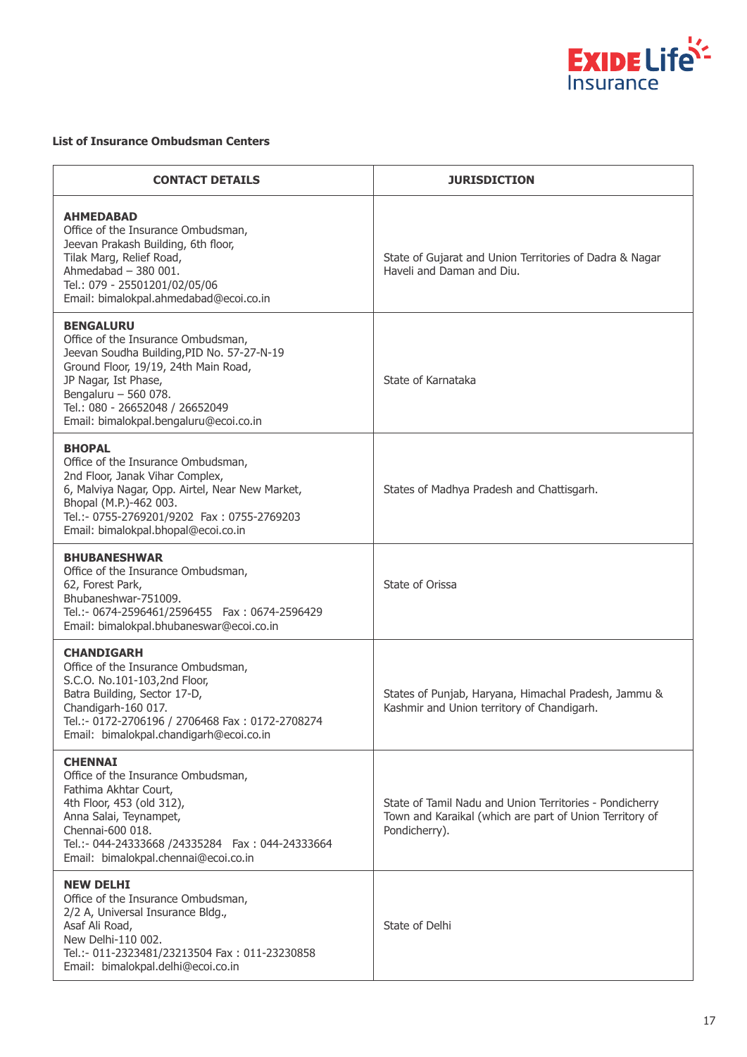**List of Insurance Ombudsman Centers**

| CONTACT DETAILS | JURISDICTION |
|---|---|
| **AHMEDABAD**<br>Office of the Insurance Ombudsman,<br>Jeevan Prakash Building, 6th floor,<br>Tilak Marg, Relief Road,<br>Ahmedabad – 380 001.<br>Tel.: 079 - 25501201/02/05/06<br>Email: bimalokpal.ahmedabad@ecoi.co.in | State of Gujarat and Union Territories of Dadra & Nagar Haveli and Daman and Diu. |
| **BENGALURU**<br>Office of the Insurance Ombudsman,<br>Jeevan Soudha Building,PID No. 57-27-N-19<br>Ground Floor, 19/19, 24th Main Road,<br>JP Nagar, Ist Phase,<br>Bengaluru – 560 078.<br>Tel.: 080 - 26652048 / 26652049<br>Email: bimalokpal.bengaluru@ecoi.co.in | State of Karnataka |
| **BHOPAL**<br>Office of the Insurance Ombudsman,<br>2nd Floor, Janak Vihar Complex,<br>6, Malviya Nagar, Opp. Airtel, Near New Market,<br>Bhopal (M.P.)-462 003.<br>Tel.:- 0755-2769201/9202 Fax : 0755-2769203<br>Email: bimalokpal.bhopal@ecoi.co.in | States of Madhya Pradesh and Chattisgarh. |
| **BHUBANESHWAR**<br>Office of the Insurance Ombudsman,<br>62, Forest Park,<br>Bhubaneshwar-751009.<br>Tel.:- 0674-2596461/2596455 Fax : 0674-2596429<br>Email: bimalokpal.bhubaneswar@ecoi.co.in | State of Orissa |
| **CHANDIGARH**<br>Office of the Insurance Ombudsman,<br>S.C.O. No.101-103,2nd Floor,<br>Batra Building, Sector 17-D,<br>Chandigarh-160 017.<br>Tel.:- 0172-2706196 / 2706468 Fax : 0172-2708274<br>Email: bimalokpal.chandigarh@ecoi.co.in | States of Punjab, Haryana, Himachal Pradesh, Jammu & Kashmir and Union territory of Chandigarh. |
| **CHENNAI**<br>Office of the Insurance Ombudsman,<br>Fathima Akhtar Court,<br>4th Floor, 453 (old 312),<br>Anna Salai, Teynampet,<br>Chennai-600 018.<br>Tel.:- 044-24333668 /24335284 Fax : 044-24333664<br>Email: bimalokpal.chennai@ecoi.co.in | State of Tamil Nadu and Union Territories - Pondicherry Town and Karaikal (which are part of Union Territory of Pondicherry). |
| **NEW DELHI**<br>Office of the Insurance Ombudsman,<br>2/2 A, Universal Insurance Bldg.,<br>Asaf Ali Road,<br>New Delhi-110 002.<br>Tel.:- 011-2323481/23213504 Fax : 011-23230858<br>Email: bimalokpal.delhi@ecoi.co.in | State of Delhi |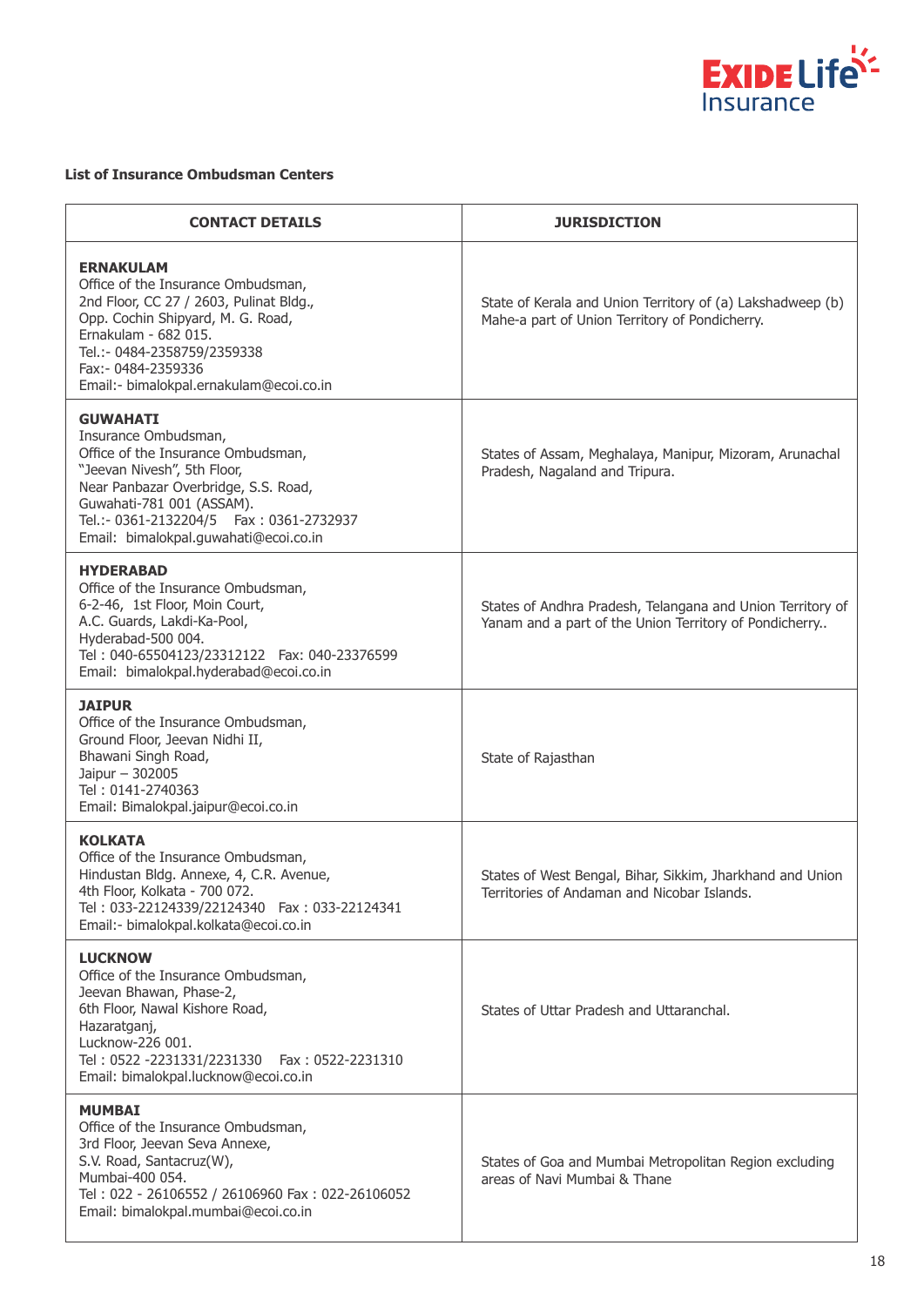**List of Insurance Ombudsman Centers**

| CONTACT DETAILS | JURISDICTION |
|---|---|
| **ERNAKULAM**<br>Office of the Insurance Ombudsman,<br>2nd Floor, CC 27 / 2603, Pulinat Bldg.,<br>Opp. Cochin Shipyard, M. G. Road,<br>Ernakulam - 682 015.<br>Tel.:- 0484-2358759/2359338<br>Fax:- 0484-2359336<br>Email:- bimalokpal.ernakulam@ecoi.co.in | State of Kerala and Union Territory of (a) Lakshadweep (b) Mahe-a part of Union Territory of Pondicherry. |
| **GUWAHATI**<br>Insurance Ombudsman,<br>Office of the Insurance Ombudsman,<br>"Jeevan Nivesh", 5th Floor,<br>Near Panbazar Overbridge, S.S. Road,<br>Guwahati-781 001 (ASSAM).<br>Tel.:- 0361-2132204/5 Fax : 0361-2732937<br>Email: bimalokpal.guwahati@ecoi.co.in | States of Assam, Meghalaya, Manipur, Mizoram, Arunachal Pradesh, Nagaland and Tripura. |
| **HYDERABAD**<br>Office of the Insurance Ombudsman,<br>6-2-46, 1st Floor, Moin Court,<br>A.C. Guards, Lakdi-Ka-Pool,<br>Hyderabad-500 004.<br>Tel : 040-65504123/23312122 Fax: 040-23376599<br>Email: bimalokpal.hyderabad@ecoi.co.in | States of Andhra Pradesh, Telangana and Union Territory of Yanam and a part of the Union Territory of Pondicherry.. |
| **JAIPUR**<br>Office of the Insurance Ombudsman,<br>Ground Floor, Jeevan Nidhi II,<br>Bhawani Singh Road,<br>Jaipur – 302005<br>Tel : 0141-2740363<br>Email: Bimalokpal.jaipur@ecoi.co.in | State of Rajasthan |
| **KOLKATA**<br>Office of the Insurance Ombudsman,<br>Hindustan Bldg. Annexe, 4, C.R. Avenue,<br>4th Floor, Kolkata - 700 072.<br>Tel : 033-22124339/22124340 Fax : 033-22124341<br>Email:- bimalokpal.kolkata@ecoi.co.in | States of West Bengal, Bihar, Sikkim, Jharkhand and Union Territories of Andaman and Nicobar Islands. |
| **LUCKNOW**<br>Office of the Insurance Ombudsman,<br>Jeevan Bhawan, Phase-2,<br>6th Floor, Nawal Kishore Road,<br>Hazaratganj,<br>Lucknow-226 001.<br>Tel : 0522 -2231331/2231330 Fax : 0522-2231310<br>Email: bimalokpal.lucknow@ecoi.co.in | States of Uttar Pradesh and Uttaranchal. |
| **MUMBAI**<br>Office of the Insurance Ombudsman,<br>3rd Floor, Jeevan Seva Annexe,<br>S.V. Road, Santacruz(W),<br>Mumbai-400 054.<br>Tel : 022 - 26106552 / 26106960 Fax : 022-26106052<br>Email: bimalokpal.mumbai@ecoi.co.in | States of Goa and Mumbai Metropolitan Region excluding areas of Navi Mumbai & Thane |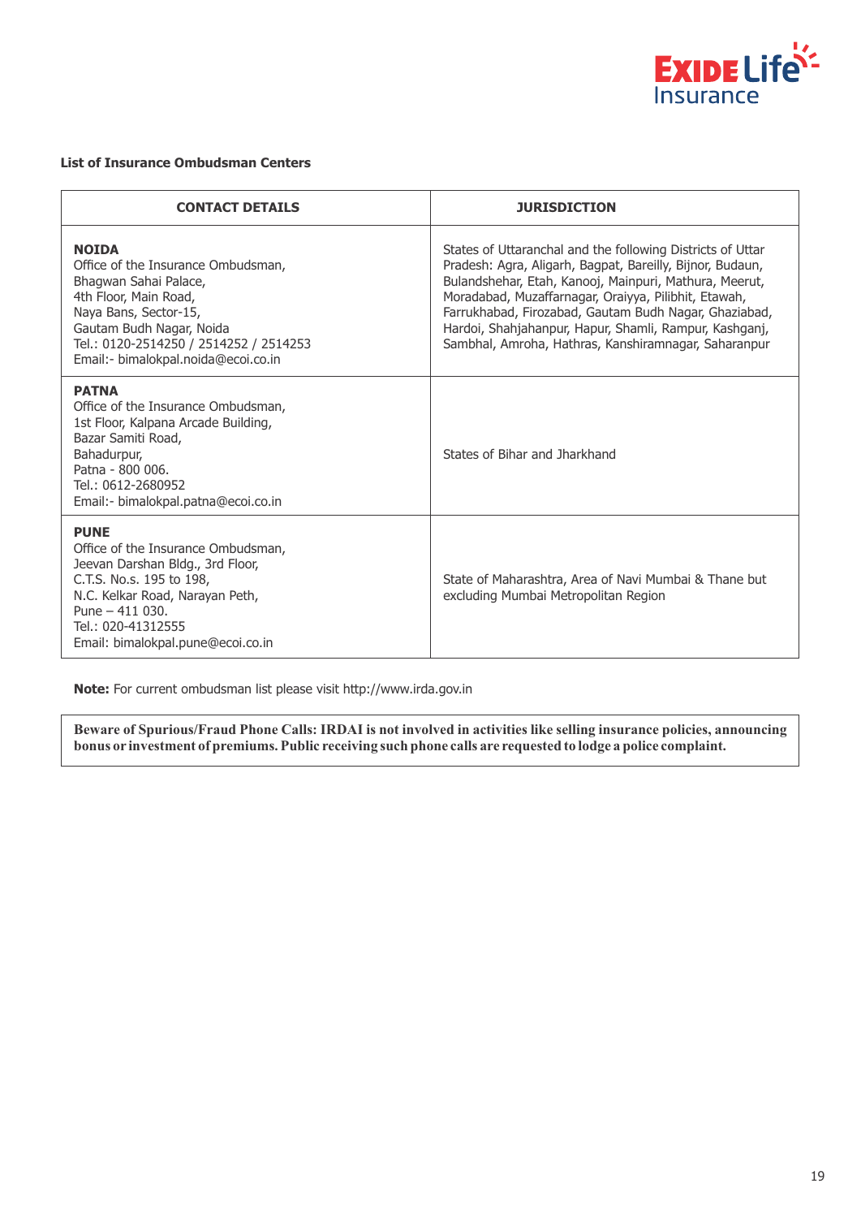**List of Insurance Ombudsman Centers**

| CONTACT DETAILS | JURISDICTION |
|---|---|
| **NOIDA**<br>Office of the Insurance Ombudsman,<br>Bhagwan Sahai Palace,<br>4th Floor, Main Road,<br>Naya Bans, Sector-15,<br>Gautam Budh Nagar, Noida<br>Tel.: 0120-2514250 / 2514252 / 2514253<br>Email:- bimalokpal.noida@ecoi.co.in | States of Uttaranchal and the following Districts of Uttar Pradesh: Agra, Aligarh, Bagpat, Bareilly, Bijnor, Budaun, Bulandshehar, Etah, Kanooj, Mainpuri, Mathura, Meerut, Moradabad, Muzaffarnagar, Oraiyya, Pilibhit, Etawah, Farrukhabad, Firozabad, Gautam Budh Nagar, Ghaziabad, Hardoi, Shahjahanpur, Hapur, Shamli, Rampur, Kashganj, Sambhal, Amroha, Hathras, Kanshiramnagar, Saharanpur |
| **PATNA**<br>Office of the Insurance Ombudsman,<br>1st Floor, Kalpana Arcade Building,<br>Bazar Samiti Road,<br>Bahadurpur,<br>Patna - 800 006.<br>Tel.: 0612-2680952<br>Email:- bimalokpal.patna@ecoi.co.in | States of Bihar and Jharkhand |
| **PUNE**<br>Office of the Insurance Ombudsman,<br>Jeevan Darshan Bldg., 3rd Floor,<br>C.T.S. No.s. 195 to 198,<br>N.C. Kelkar Road, Narayan Peth,<br>Pune – 411 030.<br>Tel.: 020-41312555<br>Email: bimalokpal.pune@ecoi.co.in | State of Maharashtra, Area of Navi Mumbai & Thane but excluding Mumbai Metropolitan Region |

**Note:** For current ombudsman list please visit http://www.irda.gov.in

**Beware of Spurious/Fraud Phone Calls: IRDAI is not involved in activities like selling insurance policies, announcing bonus or investment of premiums. Public receiving such phone calls are requested to lodge a police complaint.**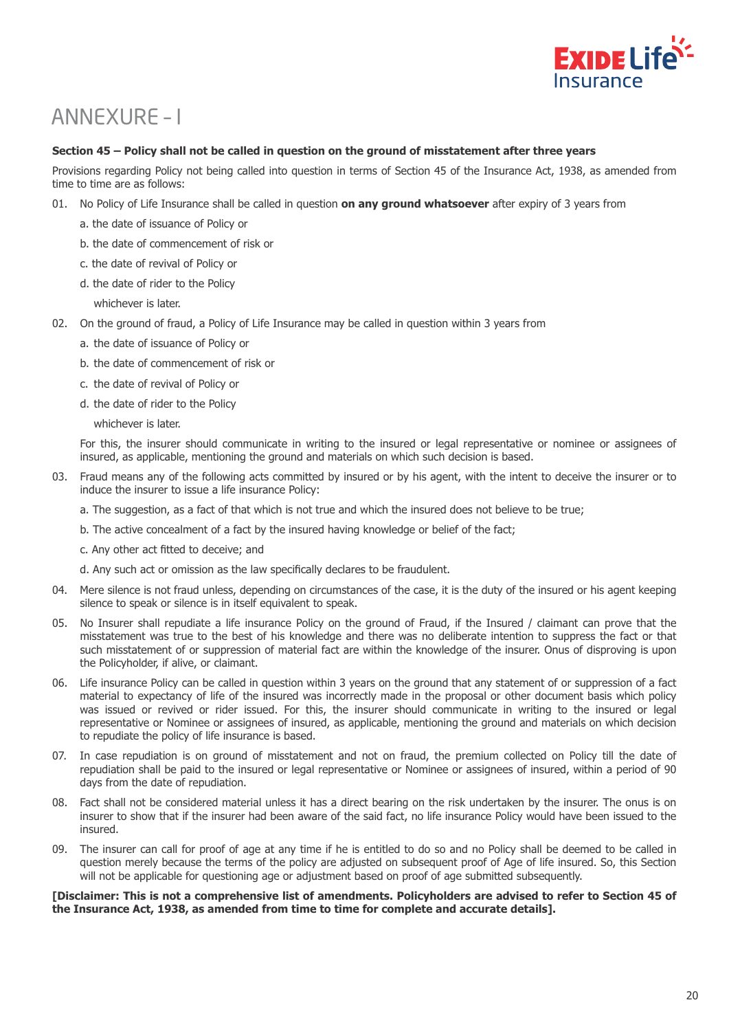# ANNEXURE - I

**Section 45 – Policy shall not be called in question on the ground of misstatement after three years**

Provisions regarding Policy not being called into question in terms of Section 45 of the Insurance Act, 1938, as amended from time to time are as follows:

01. No Policy of Life Insurance shall be called in question **on any ground whatsoever** after expiry of 3 years from
    - a. the date of issuance of Policy or
    - b. the date of commencement of risk or
    - c. the date of revival of Policy or
    - d. the date of rider to the Policy

    whichever is later.

02. On the ground of fraud, a Policy of Life Insurance may be called in question within 3 years from
    - a. the date of issuance of Policy or
    - b. the date of commencement of risk or
    - c. the date of revival of Policy or
    - d. the date of rider to the Policy

    whichever is later.

    For this, the insurer should communicate in writing to the insured or legal representative or nominee or assignees of insured, as applicable, mentioning the ground and materials on which such decision is based.

03. Fraud means any of the following acts committed by insured or by his agent, with the intent to deceive the insurer or to induce the insurer to issue a life insurance Policy:
    - a. The suggestion, as a fact of that which is not true and which the insured does not believe to be true;
    - b. The active concealment of a fact by the insured having knowledge or belief of the fact;
    - c. Any other act fitted to deceive; and
    - d. Any such act or omission as the law specifically declares to be fraudulent.

04. Mere silence is not fraud unless, depending on circumstances of the case, it is the duty of the insured or his agent keeping silence to speak or silence is in itself equivalent to speak.

05. No Insurer shall repudiate a life insurance Policy on the ground of Fraud, if the Insured / claimant can prove that the misstatement was true to the best of his knowledge and there was no deliberate intention to suppress the fact or that such misstatement of or suppression of material fact are within the knowledge of the insurer. Onus of disproving is upon the Policyholder, if alive, or claimant.

06. Life insurance Policy can be called in question within 3 years on the ground that any statement of or suppression of a fact material to expectancy of life of the insured was incorrectly made in the proposal or other document basis which policy was issued or revived or rider issued. For this, the insurer should communicate in writing to the insured or legal representative or Nominee or assignees of insured, as applicable, mentioning the ground and materials on which decision to repudiate the policy of life insurance is based.

07. In case repudiation is on ground of misstatement and not on fraud, the premium collected on Policy till the date of repudiation shall be paid to the insured or legal representative or Nominee or assignees of insured, within a period of 90 days from the date of repudiation.

08. Fact shall not be considered material unless it has a direct bearing on the risk undertaken by the insurer. The onus is on insurer to show that if the insurer had been aware of the said fact, no life insurance Policy would have been issued to the insured.

09. The insurer can call for proof of age at any time if he is entitled to do so and no Policy shall be deemed to be called in question merely because the terms of the policy are adjusted on subsequent proof of Age of life insured. So, this Section will not be applicable for questioning age or adjustment based on proof of age submitted subsequently.

**[Disclaimer: This is not a comprehensive list of amendments. Policyholders are advised to refer to Section 45 of the Insurance Act, 1938, as amended from time to time for complete and accurate details].**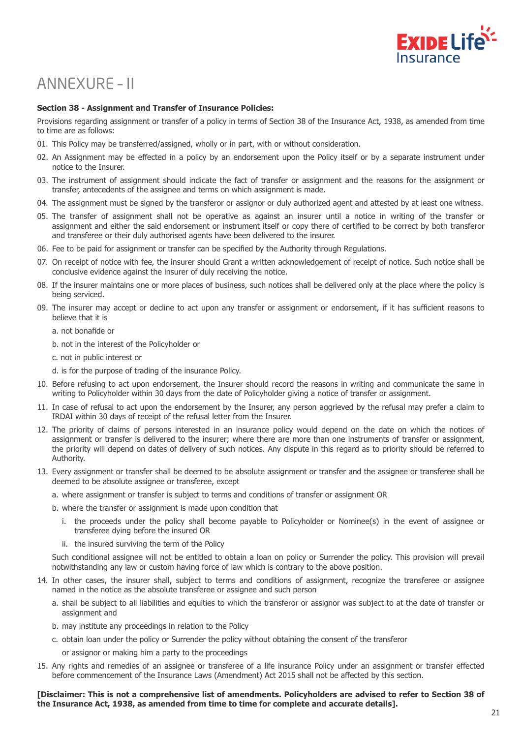# ANNEXURE – II

**Section 38 - Assignment and Transfer of Insurance Policies:**

Provisions regarding assignment or transfer of a policy in terms of Section 38 of the Insurance Act, 1938, as amended from time to time are as follows:

01. This Policy may be transferred/assigned, wholly or in part, with or without consideration.
02. An Assignment may be effected in a policy by an endorsement upon the Policy itself or by a separate instrument under notice to the Insurer.
03. The instrument of assignment should indicate the fact of transfer or assignment and the reasons for the assignment or transfer, antecedents of the assignee and terms on which assignment is made.
04. The assignment must be signed by the transferor or assignor or duly authorized agent and attested by at least one witness.
05. The transfer of assignment shall not be operative as against an insurer until a notice in writing of the transfer or assignment and either the said endorsement or instrument itself or copy there of certified to be correct by both transferor and transferee or their duly authorised agents have been delivered to the insurer.
06. Fee to be paid for assignment or transfer can be specified by the Authority through Regulations.
07. On receipt of notice with fee, the insurer should Grant a written acknowledgement of receipt of notice. Such notice shall be conclusive evidence against the insurer of duly receiving the notice.
08. If the insurer maintains one or more places of business, such notices shall be delivered only at the place where the policy is being serviced.
09. The insurer may accept or decline to act upon any transfer or assignment or endorsement, if it has sufficient reasons to believe that it is
    a. not bonafide or
    b. not in the interest of the Policyholder or
    c. not in public interest or
    d. is for the purpose of trading of the insurance Policy.
10. Before refusing to act upon endorsement, the Insurer should record the reasons in writing and communicate the same in writing to Policyholder within 30 days from the date of Policyholder giving a notice of transfer or assignment.
11. In case of refusal to act upon the endorsement by the Insurer, any person aggrieved by the refusal may prefer a claim to IRDAI within 30 days of receipt of the refusal letter from the Insurer.
12. The priority of claims of persons interested in an insurance policy would depend on the date on which the notices of assignment or transfer is delivered to the insurer; where there are more than one instruments of transfer or assignment, the priority will depend on dates of delivery of such notices. Any dispute in this regard as to priority should be referred to Authority.
13. Every assignment or transfer shall be deemed to be absolute assignment or transfer and the assignee or transferee shall be deemed to be absolute assignee or transferee, except
    a. where assignment or transfer is subject to terms and conditions of transfer or assignment OR
    b. where the transfer or assignment is made upon condition that
        i. the proceeds under the policy shall become payable to Policyholder or Nominee(s) in the event of assignee or transferee dying before the insured OR
        ii. the insured surviving the term of the Policy

    Such conditional assignee will not be entitled to obtain a loan on policy or Surrender the policy. This provision will prevail notwithstanding any law or custom having force of law which is contrary to the above position.
14. In other cases, the insurer shall, subject to terms and conditions of assignment, recognize the transferee or assignee named in the notice as the absolute transferee or assignee and such person
    a. shall be subject to all liabilities and equities to which the transferor or assignor was subject to at the date of transfer or assignment and
    b. may institute any proceedings in relation to the Policy
    c. obtain loan under the policy or Surrender the policy without obtaining the consent of the transferor

       or assignor or making him a party to the proceedings
15. Any rights and remedies of an assignee or transferee of a life insurance Policy under an assignment or transfer effected before commencement of the Insurance Laws (Amendment) Act 2015 shall not be affected by this section.

**[Disclaimer: This is not a comprehensive list of amendments. Policyholders are advised to refer to Section 38 of the Insurance Act, 1938, as amended from time to time for complete and accurate details].**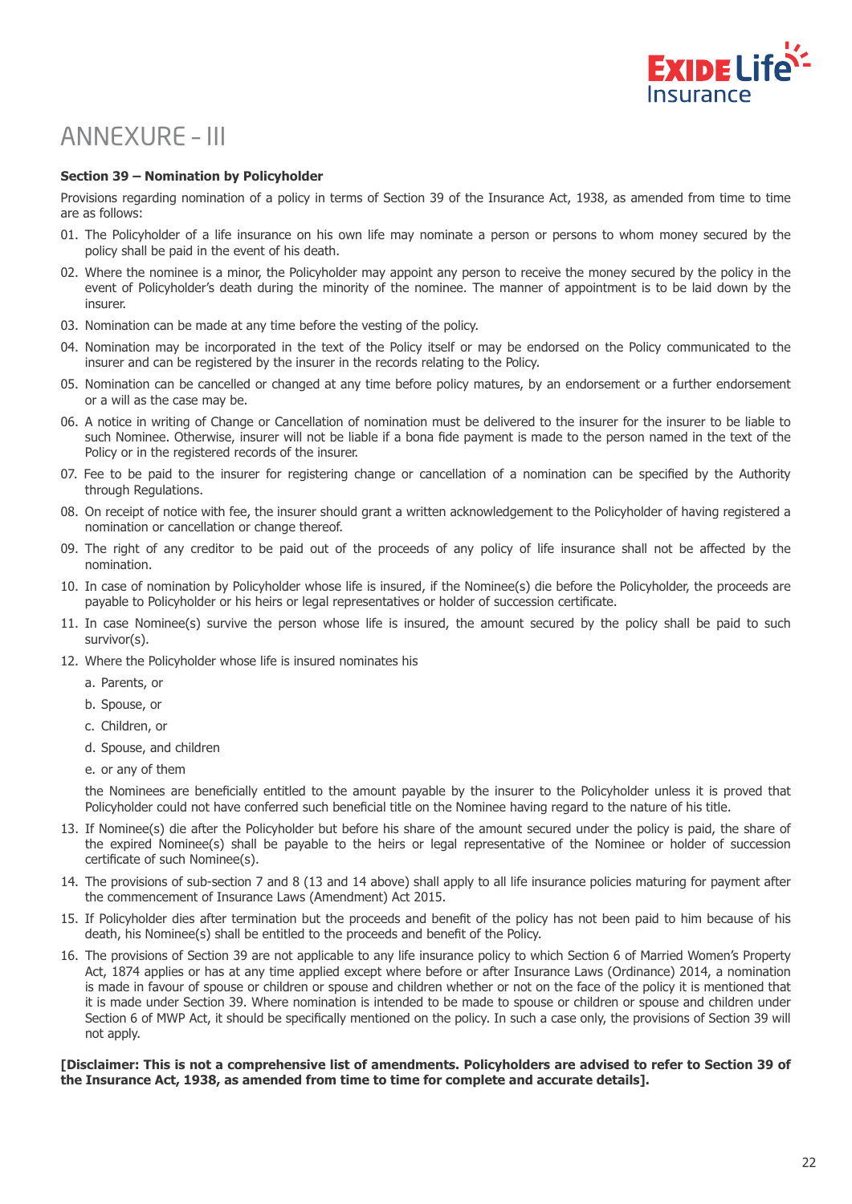# ANNEXURE – III

**Section 39 – Nomination by Policyholder**

Provisions regarding nomination of a policy in terms of Section 39 of the Insurance Act, 1938, as amended from time to time are as follows:

01. The Policyholder of a life insurance on his own life may nominate a person or persons to whom money secured by the policy shall be paid in the event of his death.
02. Where the nominee is a minor, the Policyholder may appoint any person to receive the money secured by the policy in the event of Policyholder's death during the minority of the nominee. The manner of appointment is to be laid down by the insurer.
03. Nomination can be made at any time before the vesting of the policy.
04. Nomination may be incorporated in the text of the Policy itself or may be endorsed on the Policy communicated to the insurer and can be registered by the insurer in the records relating to the Policy.
05. Nomination can be cancelled or changed at any time before policy matures, by an endorsement or a further endorsement or a will as the case may be.
06. A notice in writing of Change or Cancellation of nomination must be delivered to the insurer for the insurer to be liable to such Nominee. Otherwise, insurer will not be liable if a bona fide payment is made to the person named in the text of the Policy or in the registered records of the insurer.
07. Fee to be paid to the insurer for registering change or cancellation of a nomination can be specified by the Authority through Regulations.
08. On receipt of notice with fee, the insurer should grant a written acknowledgement to the Policyholder of having registered a nomination or cancellation or change thereof.
09. The right of any creditor to be paid out of the proceeds of any policy of life insurance shall not be affected by the nomination.
10. In case of nomination by Policyholder whose life is insured, if the Nominee(s) die before the Policyholder, the proceeds are payable to Policyholder or his heirs or legal representatives or holder of succession certificate.
11. In case Nominee(s) survive the person whose life is insured, the amount secured by the policy shall be paid to such survivor(s).
12. Where the Policyholder whose life is insured nominates his
    a. Parents, or
    b. Spouse, or
    c. Children, or
    d. Spouse, and children
    e. or any of them

    the Nominees are beneficially entitled to the amount payable by the insurer to the Policyholder unless it is proved that Policyholder could not have conferred such beneficial title on the Nominee having regard to the nature of his title.
13. If Nominee(s) die after the Policyholder but before his share of the amount secured under the policy is paid, the share of the expired Nominee(s) shall be payable to the heirs or legal representative of the Nominee or holder of succession certificate of such Nominee(s).
14. The provisions of sub-section 7 and 8 (13 and 14 above) shall apply to all life insurance policies maturing for payment after the commencement of Insurance Laws (Amendment) Act 2015.
15. If Policyholder dies after termination but the proceeds and benefit of the policy has not been paid to him because of his death, his Nominee(s) shall be entitled to the proceeds and benefit of the Policy.
16. The provisions of Section 39 are not applicable to any life insurance policy to which Section 6 of Married Women's Property Act, 1874 applies or has at any time applied except where before or after Insurance Laws (Ordinance) 2014, a nomination is made in favour of spouse or children or spouse and children whether or not on the face of the policy it is mentioned that it is made under Section 39. Where nomination is intended to be made to spouse or children or spouse and children under Section 6 of MWP Act, it should be specifically mentioned on the policy. In such a case only, the provisions of Section 39 will not apply.

**[Disclaimer: This is not a comprehensive list of amendments. Policyholders are advised to refer to Section 39 of the Insurance Act, 1938, as amended from time to time for complete and accurate details].**